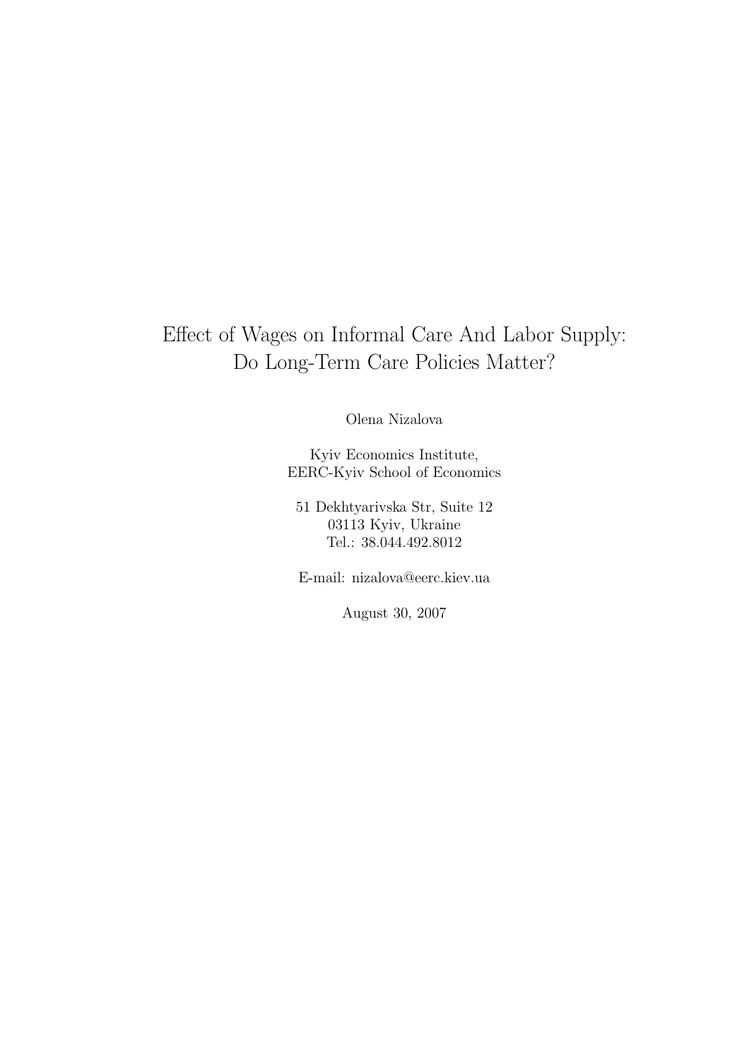# Effect of Wages on Informal Care And Labor Supply: Do Long-Term Care Policies Matter?

Olena Nizalova

Kyiv Economics Institute,
EERC-Kyiv School of Economics

51 Dekhtyarivska Str, Suite 12
03113 Kyiv, Ukraine
Tel.: 38.044.492.8012

E-mail: nizalova@eerc.kiev.ua

August 30, 2007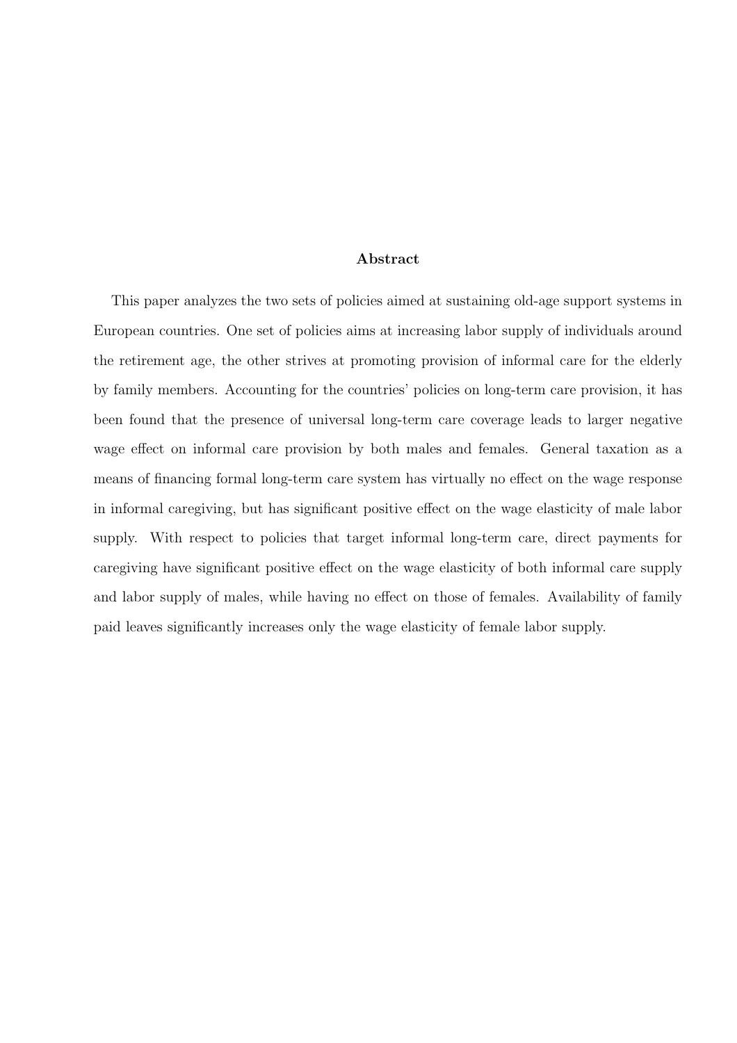**Abstract**

This paper analyzes the two sets of policies aimed at sustaining old-age support systems in European countries. One set of policies aims at increasing labor supply of individuals around the retirement age, the other strives at promoting provision of informal care for the elderly by family members. Accounting for the countries' policies on long-term care provision, it has been found that the presence of universal long-term care coverage leads to larger negative wage effect on informal care provision by both males and females. General taxation as a means of financing formal long-term care system has virtually no effect on the wage response in informal caregiving, but has significant positive effect on the wage elasticity of male labor supply. With respect to policies that target informal long-term care, direct payments for caregiving have significant positive effect on the wage elasticity of both informal care supply and labor supply of males, while having no effect on those of females. Availability of family paid leaves significantly increases only the wage elasticity of female labor supply.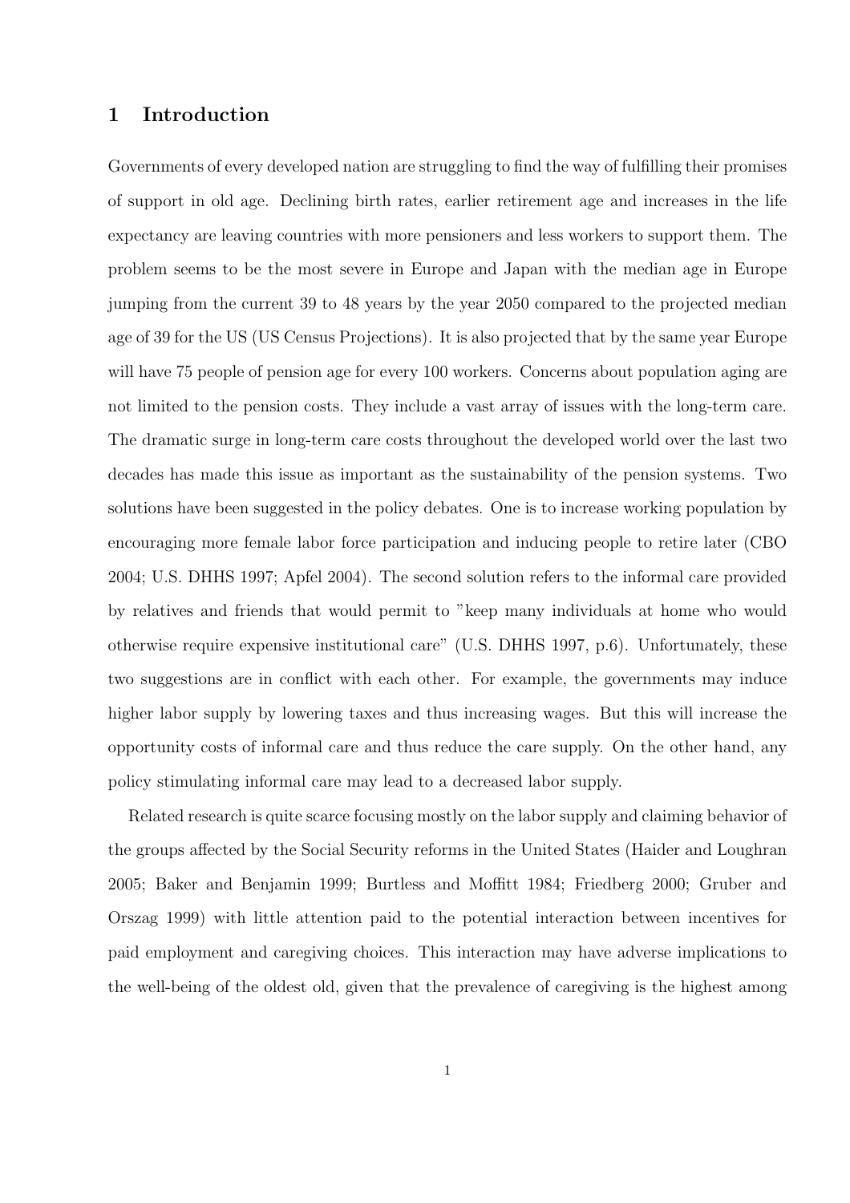# 1 Introduction

Governments of every developed nation are struggling to find the way of fulfilling their promises of support in old age. Declining birth rates, earlier retirement age and increases in the life expectancy are leaving countries with more pensioners and less workers to support them. The problem seems to be the most severe in Europe and Japan with the median age in Europe jumping from the current 39 to 48 years by the year 2050 compared to the projected median age of 39 for the US (US Census Projections). It is also projected that by the same year Europe will have 75 people of pension age for every 100 workers. Concerns about population aging are not limited to the pension costs. They include a vast array of issues with the long-term care. The dramatic surge in long-term care costs throughout the developed world over the last two decades has made this issue as important as the sustainability of the pension systems. Two solutions have been suggested in the policy debates. One is to increase working population by encouraging more female labor force participation and inducing people to retire later (CBO 2004; U.S. DHHS 1997; Apfel 2004). The second solution refers to the informal care provided by relatives and friends that would permit to "keep many individuals at home who would otherwise require expensive institutional care" (U.S. DHHS 1997, p.6). Unfortunately, these two suggestions are in conflict with each other. For example, the governments may induce higher labor supply by lowering taxes and thus increasing wages. But this will increase the opportunity costs of informal care and thus reduce the care supply. On the other hand, any policy stimulating informal care may lead to a decreased labor supply.

Related research is quite scarce focusing mostly on the labor supply and claiming behavior of the groups affected by the Social Security reforms in the United States (Haider and Loughran 2005; Baker and Benjamin 1999; Burtless and Moffitt 1984; Friedberg 2000; Gruber and Orszag 1999) with little attention paid to the potential interaction between incentives for paid employment and caregiving choices. This interaction may have adverse implications to the well-being of the oldest old, given that the prevalence of caregiving is the highest among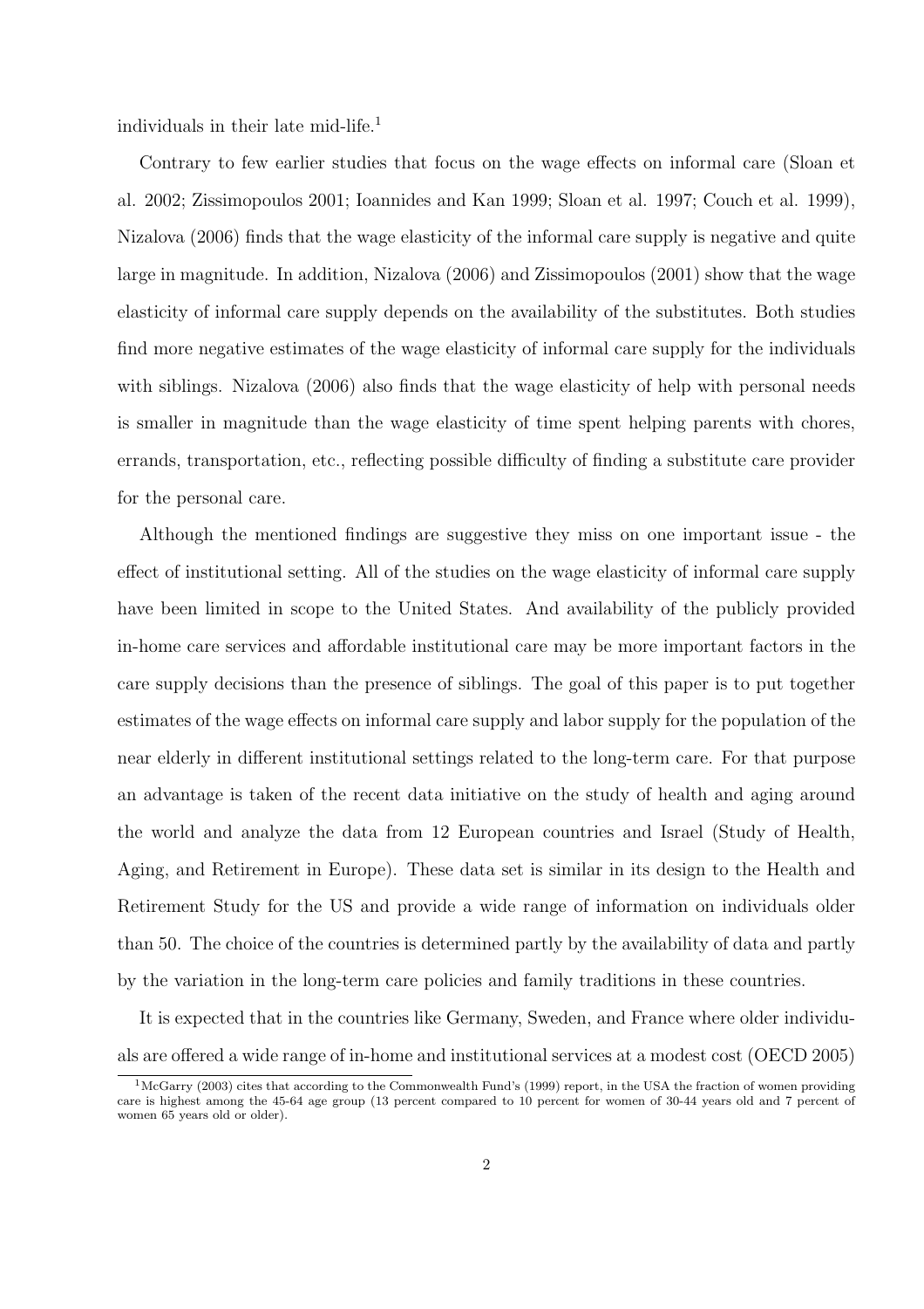individuals in their late mid-life.[1]

Contrary to few earlier studies that focus on the wage effects on informal care (Sloan et al. 2002; Zissimopoulos 2001; Ioannides and Kan 1999; Sloan et al. 1997; Couch et al. 1999), Nizalova (2006) finds that the wage elasticity of the informal care supply is negative and quite large in magnitude. In addition, Nizalova (2006) and Zissimopoulos (2001) show that the wage elasticity of informal care supply depends on the availability of the substitutes. Both studies find more negative estimates of the wage elasticity of informal care supply for the individuals with siblings. Nizalova (2006) also finds that the wage elasticity of help with personal needs is smaller in magnitude than the wage elasticity of time spent helping parents with chores, errands, transportation, etc., reflecting possible difficulty of finding a substitute care provider for the personal care.

Although the mentioned findings are suggestive they miss on one important issue - the effect of institutional setting. All of the studies on the wage elasticity of informal care supply have been limited in scope to the United States. And availability of the publicly provided in-home care services and affordable institutional care may be more important factors in the care supply decisions than the presence of siblings. The goal of this paper is to put together estimates of the wage effects on informal care supply and labor supply for the population of the near elderly in different institutional settings related to the long-term care. For that purpose an advantage is taken of the recent data initiative on the study of health and aging around the world and analyze the data from 12 European countries and Israel (Study of Health, Aging, and Retirement in Europe). These data set is similar in its design to the Health and Retirement Study for the US and provide a wide range of information on individuals older than 50. The choice of the countries is determined partly by the availability of data and partly by the variation in the long-term care policies and family traditions in these countries.

It is expected that in the countries like Germany, Sweden, and France where older individuals are offered a wide range of in-home and institutional services at a modest cost (OECD 2005)

[1] McGarry (2003) cites that according to the Commonwealth Fund's (1999) report, in the USA the fraction of women providing care is highest among the 45-64 age group (13 percent compared to 10 percent for women of 30-44 years old and 7 percent of women 65 years old or older).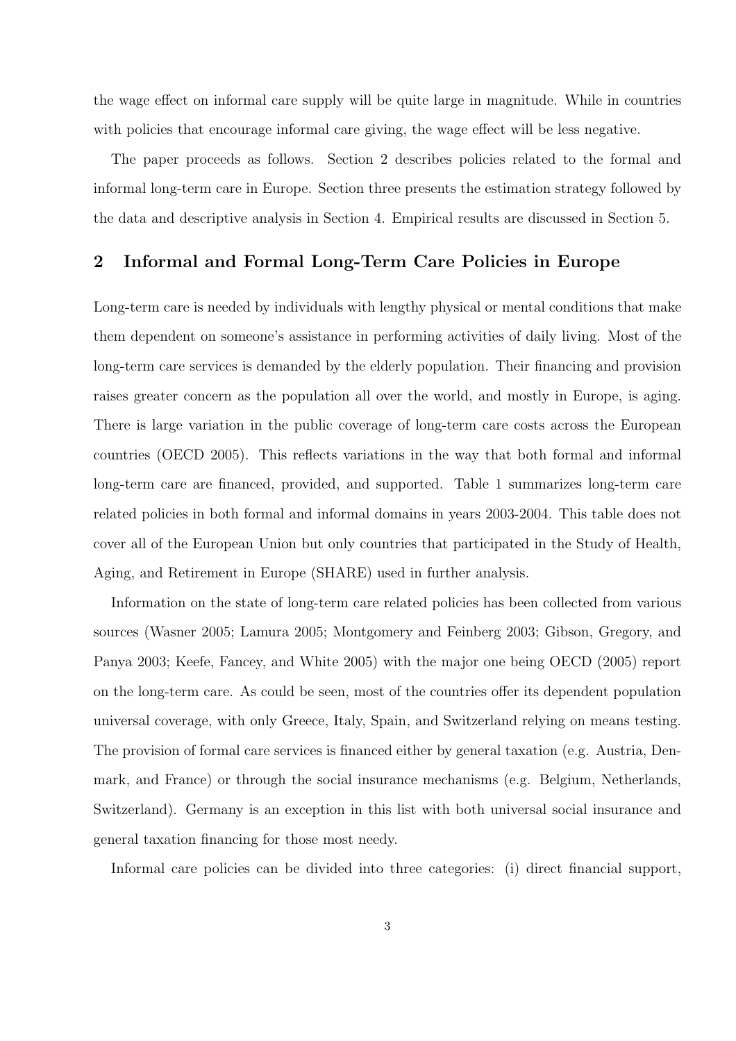the wage effect on informal care supply will be quite large in magnitude. While in countries with policies that encourage informal care giving, the wage effect will be less negative.

The paper proceeds as follows. Section 2 describes policies related to the formal and informal long-term care in Europe. Section three presents the estimation strategy followed by the data and descriptive analysis in Section 4. Empirical results are discussed in Section 5.

## 2 Informal and Formal Long-Term Care Policies in Europe

Long-term care is needed by individuals with lengthy physical or mental conditions that make them dependent on someone's assistance in performing activities of daily living. Most of the long-term care services is demanded by the elderly population. Their financing and provision raises greater concern as the population all over the world, and mostly in Europe, is aging. There is large variation in the public coverage of long-term care costs across the European countries (OECD 2005). This reflects variations in the way that both formal and informal long-term care are financed, provided, and supported. Table 1 summarizes long-term care related policies in both formal and informal domains in years 2003-2004. This table does not cover all of the European Union but only countries that participated in the Study of Health, Aging, and Retirement in Europe (SHARE) used in further analysis.

Information on the state of long-term care related policies has been collected from various sources (Wasner 2005; Lamura 2005; Montgomery and Feinberg 2003; Gibson, Gregory, and Panya 2003; Keefe, Fancey, and White 2005) with the major one being OECD (2005) report on the long-term care. As could be seen, most of the countries offer its dependent population universal coverage, with only Greece, Italy, Spain, and Switzerland relying on means testing. The provision of formal care services is financed either by general taxation (e.g. Austria, Denmark, and France) or through the social insurance mechanisms (e.g. Belgium, Netherlands, Switzerland). Germany is an exception in this list with both universal social insurance and general taxation financing for those most needy.

Informal care policies can be divided into three categories: (i) direct financial support,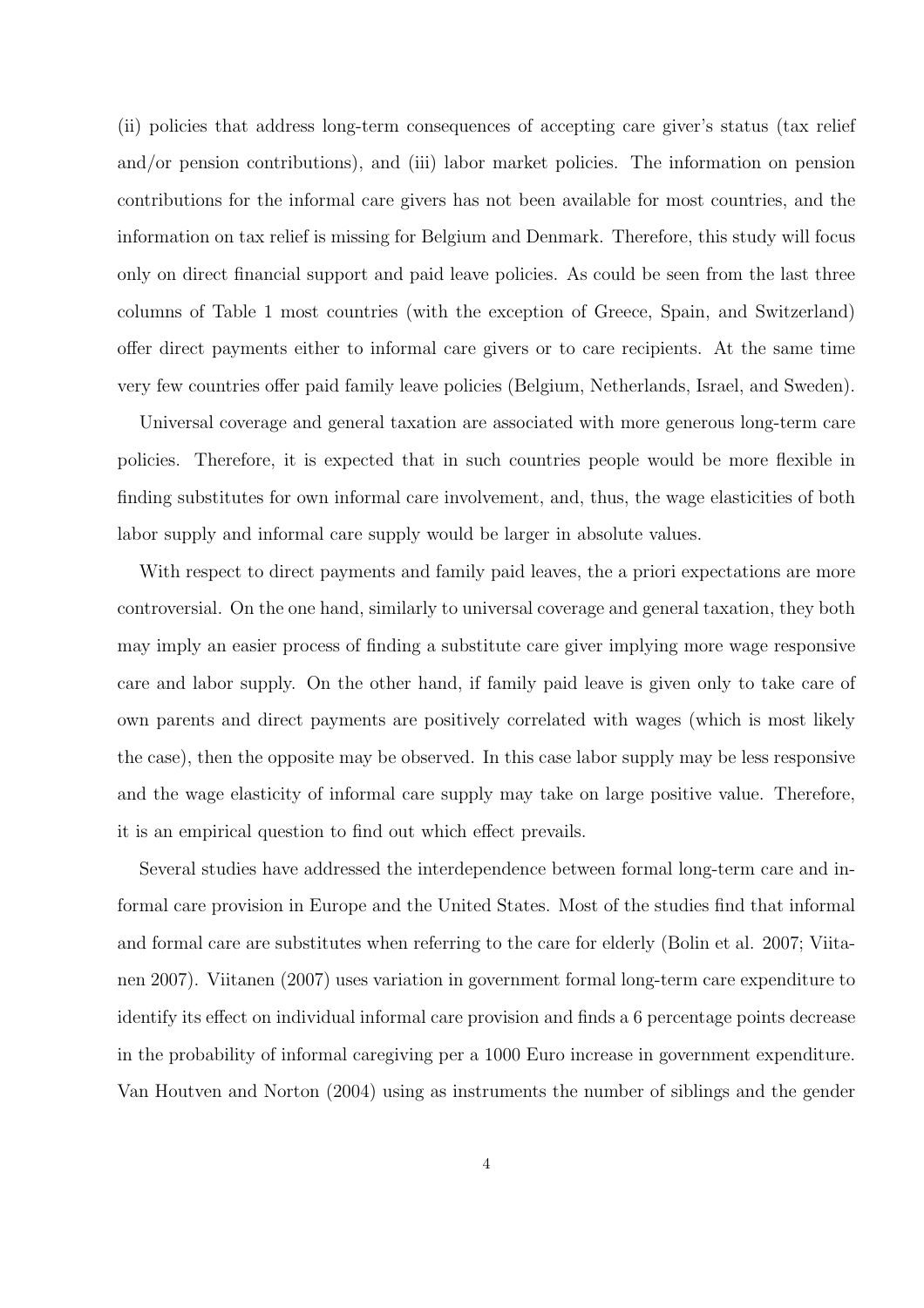(ii) policies that address long-term consequences of accepting care giver's status (tax relief and/or pension contributions), and (iii) labor market policies. The information on pension contributions for the informal care givers has not been available for most countries, and the information on tax relief is missing for Belgium and Denmark. Therefore, this study will focus only on direct financial support and paid leave policies. As could be seen from the last three columns of Table 1 most countries (with the exception of Greece, Spain, and Switzerland) offer direct payments either to informal care givers or to care recipients. At the same time very few countries offer paid family leave policies (Belgium, Netherlands, Israel, and Sweden).

Universal coverage and general taxation are associated with more generous long-term care policies. Therefore, it is expected that in such countries people would be more flexible in finding substitutes for own informal care involvement, and, thus, the wage elasticities of both labor supply and informal care supply would be larger in absolute values.

With respect to direct payments and family paid leaves, the a priori expectations are more controversial. On the one hand, similarly to universal coverage and general taxation, they both may imply an easier process of finding a substitute care giver implying more wage responsive care and labor supply. On the other hand, if family paid leave is given only to take care of own parents and direct payments are positively correlated with wages (which is most likely the case), then the opposite may be observed. In this case labor supply may be less responsive and the wage elasticity of informal care supply may take on large positive value. Therefore, it is an empirical question to find out which effect prevails.

Several studies have addressed the interdependence between formal long-term care and informal care provision in Europe and the United States. Most of the studies find that informal and formal care are substitutes when referring to the care for elderly (Bolin et al. 2007; Viitanen 2007). Viitanen (2007) uses variation in government formal long-term care expenditure to identify its effect on individual informal care provision and finds a 6 percentage points decrease in the probability of informal caregiving per a 1000 Euro increase in government expenditure. Van Houtven and Norton (2004) using as instruments the number of siblings and the gender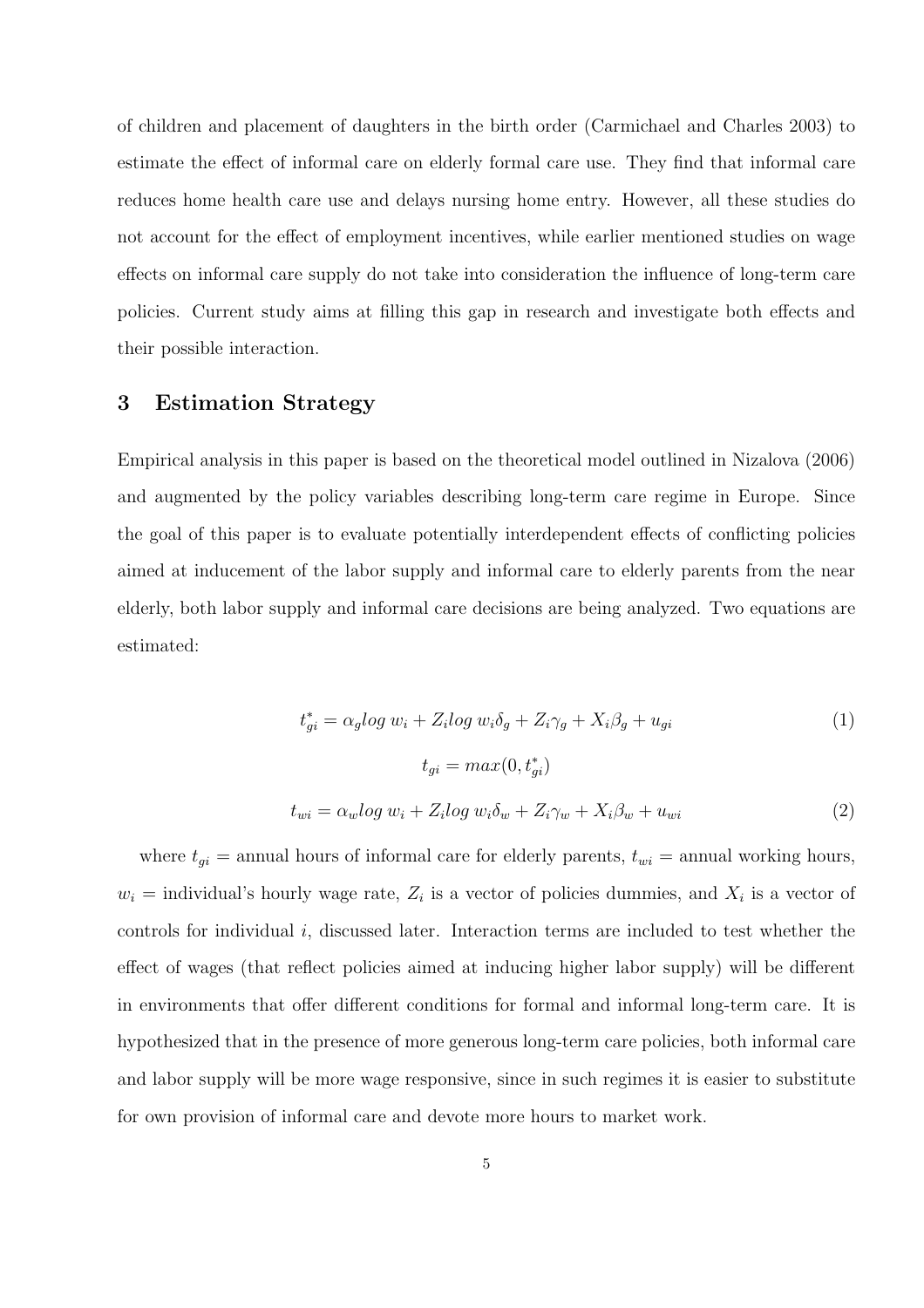of children and placement of daughters in the birth order (Carmichael and Charles 2003) to estimate the effect of informal care on elderly formal care use. They find that informal care reduces home health care use and delays nursing home entry. However, all these studies do not account for the effect of employment incentives, while earlier mentioned studies on wage effects on informal care supply do not take into consideration the influence of long-term care policies. Current study aims at filling this gap in research and investigate both effects and their possible interaction.

## 3 Estimation Strategy

Empirical analysis in this paper is based on the theoretical model outlined in Nizalova (2006) and augmented by the policy variables describing long-term care regime in Europe. Since the goal of this paper is to evaluate potentially interdependent effects of conflicting policies aimed at inducement of the labor supply and informal care to elderly parents from the near elderly, both labor supply and informal care decisions are being analyzed. Two equations are estimated:

$$t^*_{gi} = \alpha_g log\ w_i + Z_i log\ w_i \delta_g + Z_i \gamma_g + X_i \beta_g + u_{gi} \tag{1}$$

$$t_{gi} = max(0, t^*_{gi})$$

$$t_{wi} = \alpha_w log\ w_i + Z_i log\ w_i \delta_w + Z_i \gamma_w + X_i \beta_w + u_{wi} \tag{2}$$

where $t_{gi}$ = annual hours of informal care for elderly parents, $t_{wi}$ = annual working hours, $w_i$ = individual's hourly wage rate, $Z_i$ is a vector of policies dummies, and $X_i$ is a vector of controls for individual $i$, discussed later. Interaction terms are included to test whether the effect of wages (that reflect policies aimed at inducing higher labor supply) will be different in environments that offer different conditions for formal and informal long-term care. It is hypothesized that in the presence of more generous long-term care policies, both informal care and labor supply will be more wage responsive, since in such regimes it is easier to substitute for own provision of informal care and devote more hours to market work.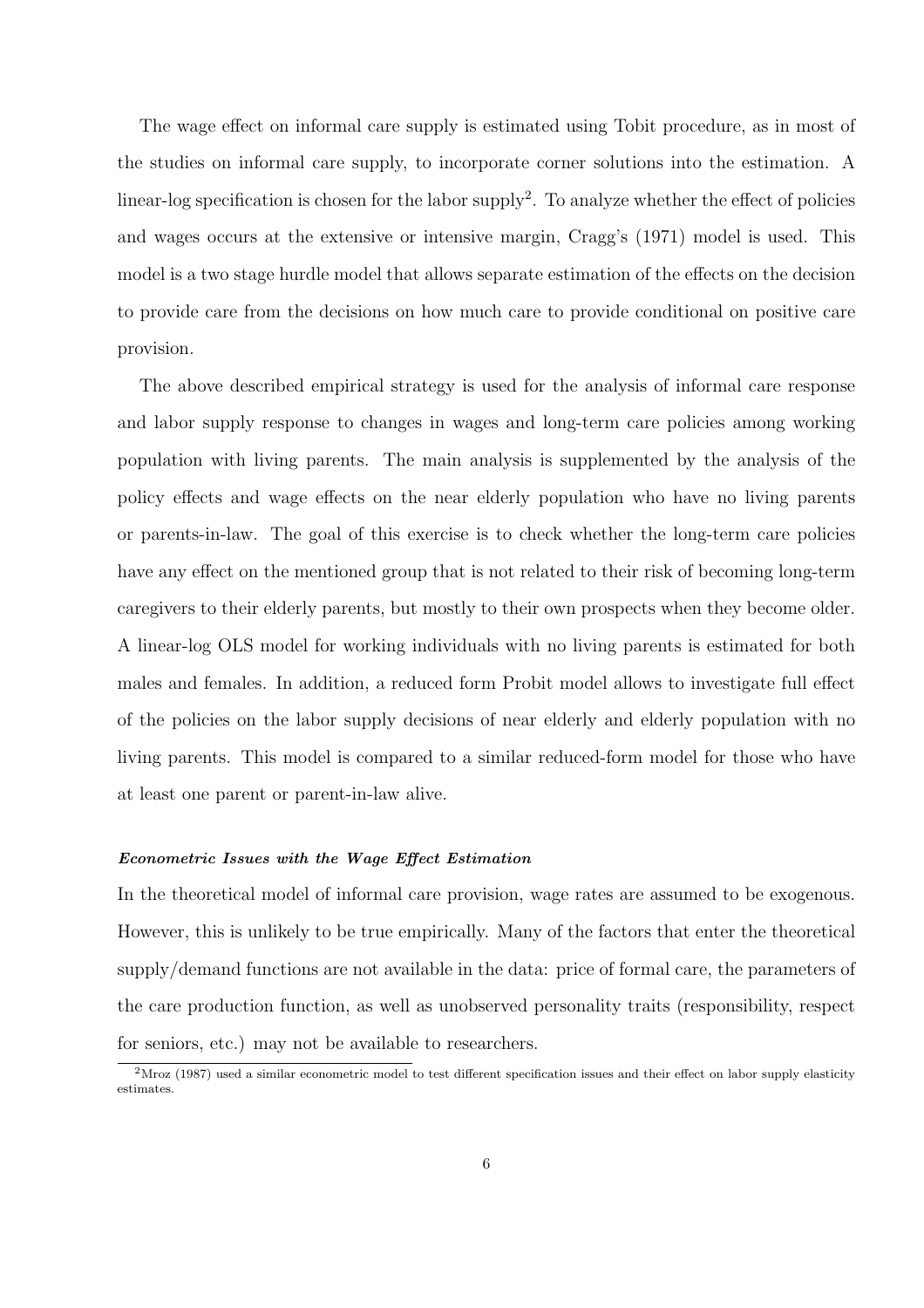The wage effect on informal care supply is estimated using Tobit procedure, as in most of the studies on informal care supply, to incorporate corner solutions into the estimation. A linear-log specification is chosen for the labor supply[2]. To analyze whether the effect of policies and wages occurs at the extensive or intensive margin, Cragg's (1971) model is used. This model is a two stage hurdle model that allows separate estimation of the effects on the decision to provide care from the decisions on how much care to provide conditional on positive care provision.

The above described empirical strategy is used for the analysis of informal care response and labor supply response to changes in wages and long-term care policies among working population with living parents. The main analysis is supplemented by the analysis of the policy effects and wage effects on the near elderly population who have no living parents or parents-in-law. The goal of this exercise is to check whether the long-term care policies have any effect on the mentioned group that is not related to their risk of becoming long-term caregivers to their elderly parents, but mostly to their own prospects when they become older. A linear-log OLS model for working individuals with no living parents is estimated for both males and females. In addition, a reduced form Probit model allows to investigate full effect of the policies on the labor supply decisions of near elderly and elderly population with no living parents. This model is compared to a similar reduced-form model for those who have at least one parent or parent-in-law alive.

#### ***Econometric Issues with the Wage Effect Estimation***

In the theoretical model of informal care provision, wage rates are assumed to be exogenous. However, this is unlikely to be true empirically. Many of the factors that enter the theoretical supply/demand functions are not available in the data: price of formal care, the parameters of the care production function, as well as unobserved personality traits (responsibility, respect for seniors, etc.) may not be available to researchers.

[2] Mroz (1987) used a similar econometric model to test different specification issues and their effect on labor supply elasticity estimates.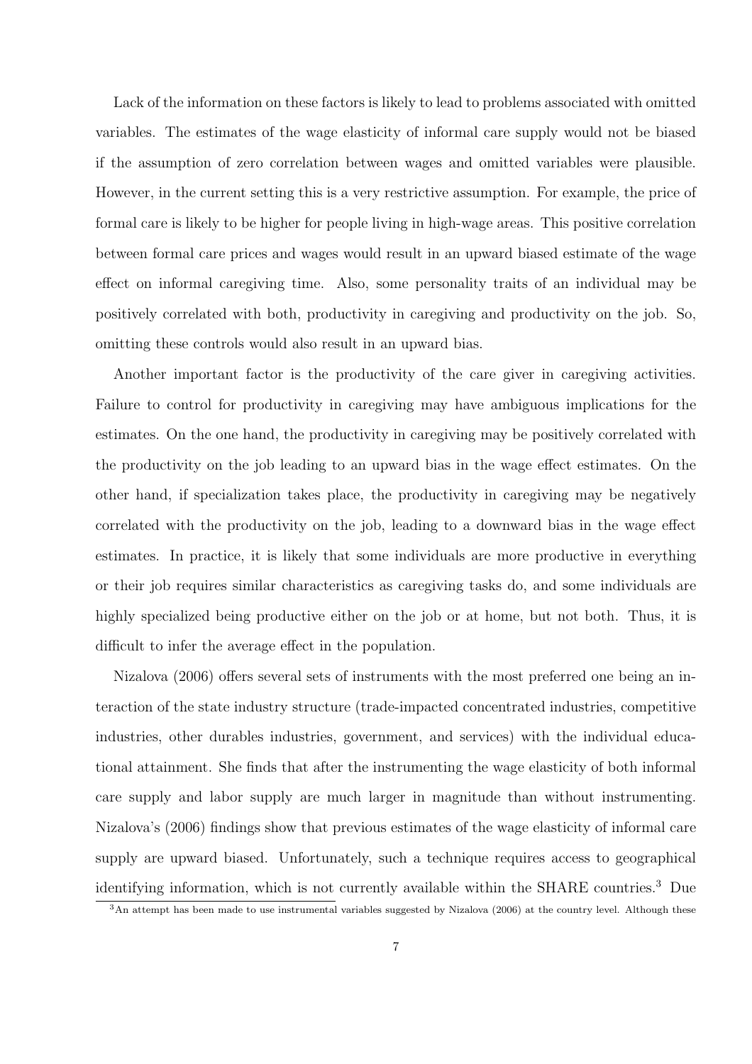Lack of the information on these factors is likely to lead to problems associated with omitted variables. The estimates of the wage elasticity of informal care supply would not be biased if the assumption of zero correlation between wages and omitted variables were plausible. However, in the current setting this is a very restrictive assumption. For example, the price of formal care is likely to be higher for people living in high-wage areas. This positive correlation between formal care prices and wages would result in an upward biased estimate of the wage effect on informal caregiving time. Also, some personality traits of an individual may be positively correlated with both, productivity in caregiving and productivity on the job. So, omitting these controls would also result in an upward bias.

Another important factor is the productivity of the care giver in caregiving activities. Failure to control for productivity in caregiving may have ambiguous implications for the estimates. On the one hand, the productivity in caregiving may be positively correlated with the productivity on the job leading to an upward bias in the wage effect estimates. On the other hand, if specialization takes place, the productivity in caregiving may be negatively correlated with the productivity on the job, leading to a downward bias in the wage effect estimates. In practice, it is likely that some individuals are more productive in everything or their job requires similar characteristics as caregiving tasks do, and some individuals are highly specialized being productive either on the job or at home, but not both. Thus, it is difficult to infer the average effect in the population.

Nizalova (2006) offers several sets of instruments with the most preferred one being an interaction of the state industry structure (trade-impacted concentrated industries, competitive industries, other durables industries, government, and services) with the individual educational attainment. She finds that after the instrumenting the wage elasticity of both informal care supply and labor supply are much larger in magnitude than without instrumenting. Nizalova's (2006) findings show that previous estimates of the wage elasticity of informal care supply are upward biased. Unfortunately, such a technique requires access to geographical identifying information, which is not currently available within the SHARE countries.[3] Due

[3] An attempt has been made to use instrumental variables suggested by Nizalova (2006) at the country level. Although these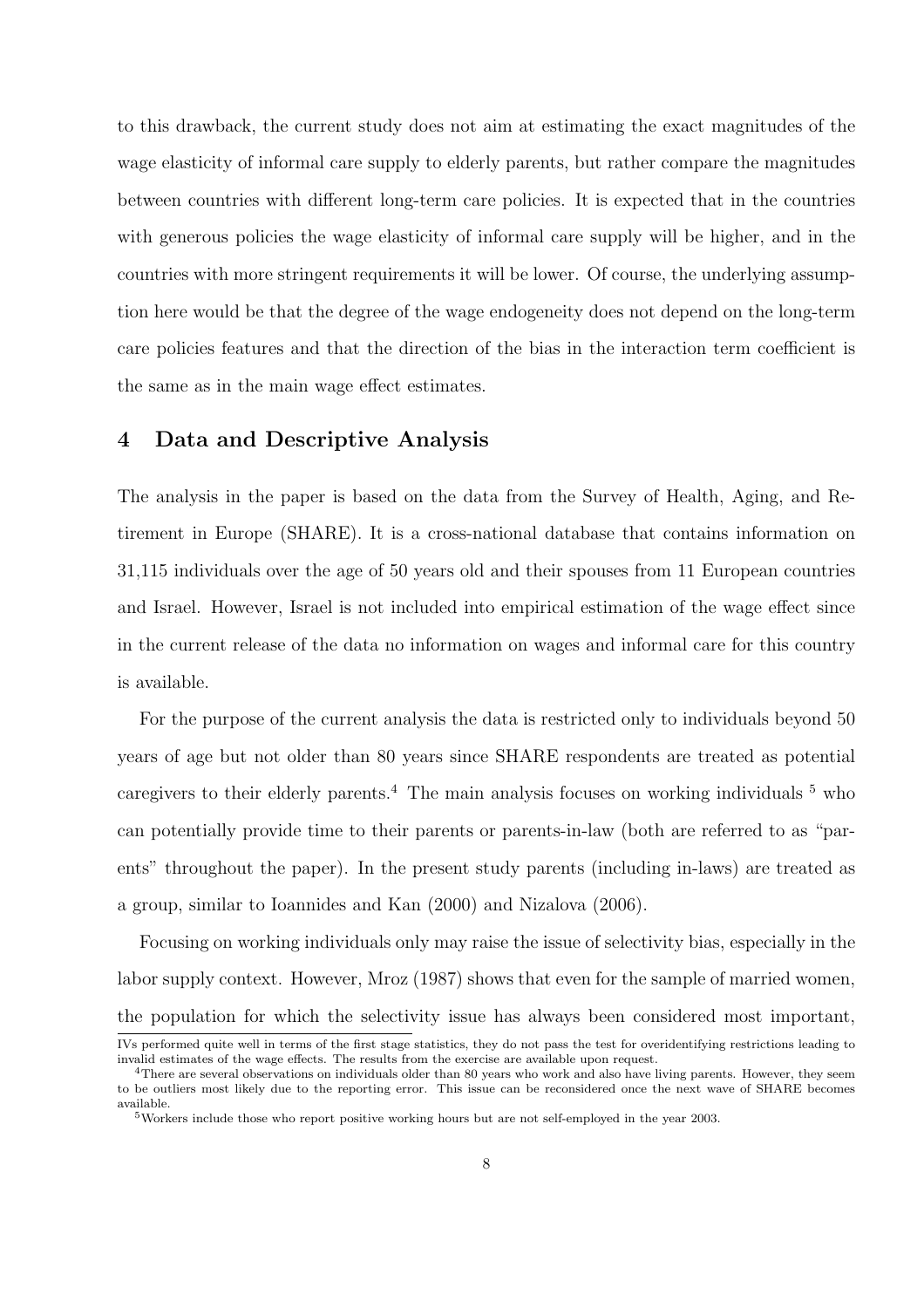to this drawback, the current study does not aim at estimating the exact magnitudes of the wage elasticity of informal care supply to elderly parents, but rather compare the magnitudes between countries with different long-term care policies. It is expected that in the countries with generous policies the wage elasticity of informal care supply will be higher, and in the countries with more stringent requirements it will be lower. Of course, the underlying assumption here would be that the degree of the wage endogeneity does not depend on the long-term care policies features and that the direction of the bias in the interaction term coefficient is the same as in the main wage effect estimates.

## 4 Data and Descriptive Analysis

The analysis in the paper is based on the data from the Survey of Health, Aging, and Retirement in Europe (SHARE). It is a cross-national database that contains information on 31,115 individuals over the age of 50 years old and their spouses from 11 European countries and Israel. However, Israel is not included into empirical estimation of the wage effect since in the current release of the data no information on wages and informal care for this country is available.

For the purpose of the current analysis the data is restricted only to individuals beyond 50 years of age but not older than 80 years since SHARE respondents are treated as potential caregivers to their elderly parents.[4] The main analysis focuses on working individuals [5] who can potentially provide time to their parents or parents-in-law (both are referred to as "parents" throughout the paper). In the present study parents (including in-laws) are treated as a group, similar to Ioannides and Kan (2000) and Nizalova (2006).

Focusing on working individuals only may raise the issue of selectivity bias, especially in the labor supply context. However, Mroz (1987) shows that even for the sample of married women, the population for which the selectivity issue has always been considered most important,

IVs performed quite well in terms of the first stage statistics, they do not pass the test for overidentifying restrictions leading to invalid estimates of the wage effects. The results from the exercise are available upon request.

[4] There are several observations on individuals older than 80 years who work and also have living parents. However, they seem to be outliers most likely due to the reporting error. This issue can be reconsidered once the next wave of SHARE becomes available.

[5] Workers include those who report positive working hours but are not self-employed in the year 2003.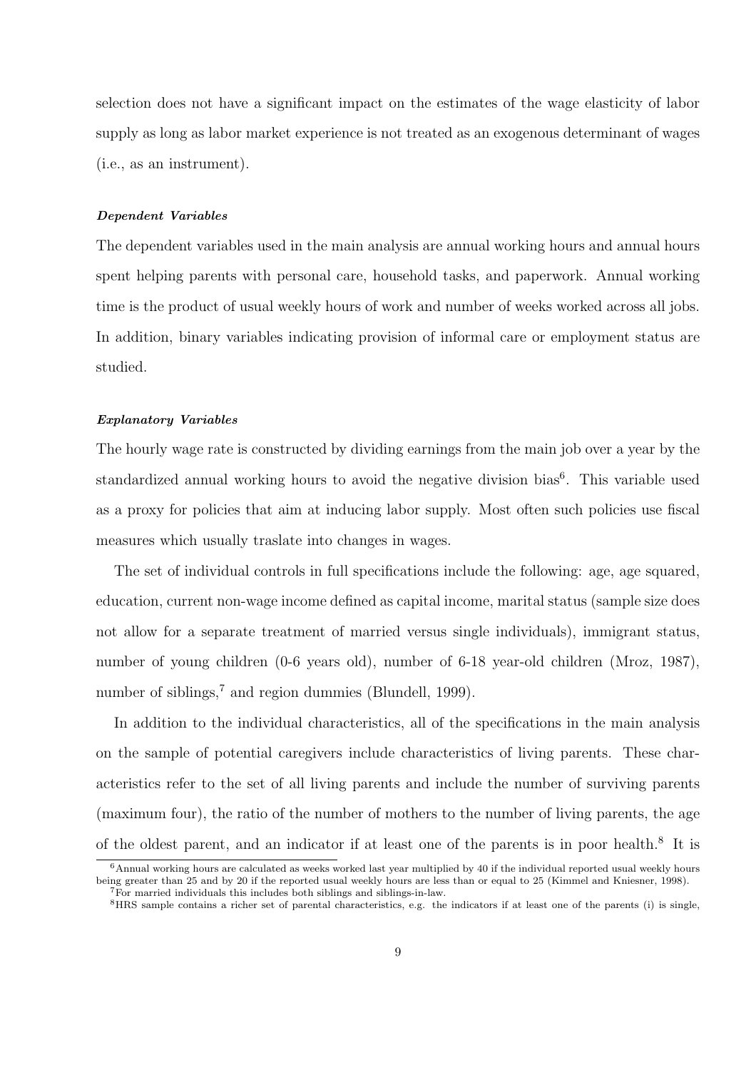selection does not have a significant impact on the estimates of the wage elasticity of labor supply as long as labor market experience is not treated as an exogenous determinant of wages (i.e., as an instrument).

#### *Dependent Variables*

The dependent variables used in the main analysis are annual working hours and annual hours spent helping parents with personal care, household tasks, and paperwork. Annual working time is the product of usual weekly hours of work and number of weeks worked across all jobs. In addition, binary variables indicating provision of informal care or employment status are studied.

#### *Explanatory Variables*

The hourly wage rate is constructed by dividing earnings from the main job over a year by the standardized annual working hours to avoid the negative division bias[6]. This variable used as a proxy for policies that aim at inducing labor supply. Most often such policies use fiscal measures which usually traslate into changes in wages.

The set of individual controls in full specifications include the following: age, age squared, education, current non-wage income defined as capital income, marital status (sample size does not allow for a separate treatment of married versus single individuals), immigrant status, number of young children (0-6 years old), number of 6-18 year-old children (Mroz, 1987), number of siblings,[7] and region dummies (Blundell, 1999).

In addition to the individual characteristics, all of the specifications in the main analysis on the sample of potential caregivers include characteristics of living parents. These characteristics refer to the set of all living parents and include the number of surviving parents (maximum four), the ratio of the number of mothers to the number of living parents, the age of the oldest parent, and an indicator if at least one of the parents is in poor health.[8] It is

[6]Annual working hours are calculated as weeks worked last year multiplied by 40 if the individual reported usual weekly hours being greater than 25 and by 20 if the reported usual weekly hours are less than or equal to 25 (Kimmel and Kniesner, 1998).

[7]For married individuals this includes both siblings and siblings-in-law.

[8]HRS sample contains a richer set of parental characteristics, e.g. the indicators if at least one of the parents (i) is single,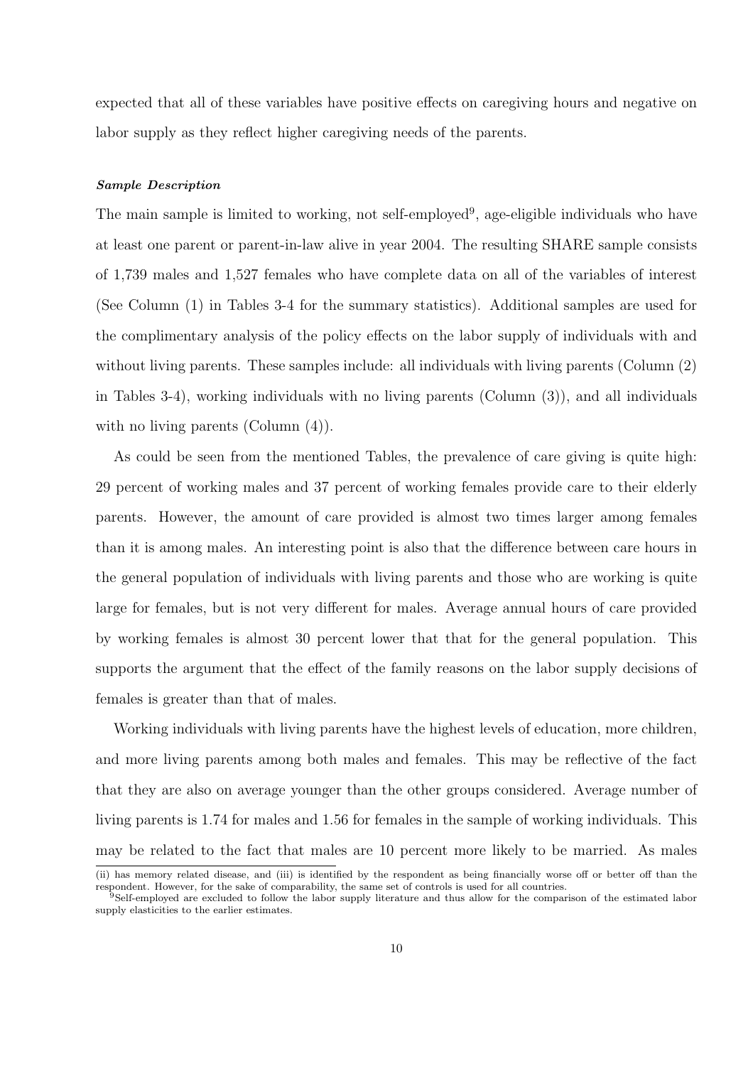expected that all of these variables have positive effects on caregiving hours and negative on labor supply as they reflect higher caregiving needs of the parents.

***Sample Description***

The main sample is limited to working, not self-employed[9], age-eligible individuals who have at least one parent or parent-in-law alive in year 2004. The resulting SHARE sample consists of 1,739 males and 1,527 females who have complete data on all of the variables of interest (See Column (1) in Tables 3-4 for the summary statistics). Additional samples are used for the complimentary analysis of the policy effects on the labor supply of individuals with and without living parents. These samples include: all individuals with living parents (Column (2) in Tables 3-4), working individuals with no living parents (Column (3)), and all individuals with no living parents (Column (4)).

As could be seen from the mentioned Tables, the prevalence of care giving is quite high: 29 percent of working males and 37 percent of working females provide care to their elderly parents. However, the amount of care provided is almost two times larger among females than it is among males. An interesting point is also that the difference between care hours in the general population of individuals with living parents and those who are working is quite large for females, but is not very different for males. Average annual hours of care provided by working females is almost 30 percent lower that that for the general population. This supports the argument that the effect of the family reasons on the labor supply decisions of females is greater than that of males.

Working individuals with living parents have the highest levels of education, more children, and more living parents among both males and females. This may be reflective of the fact that they are also on average younger than the other groups considered. Average number of living parents is 1.74 for males and 1.56 for females in the sample of working individuals. This may be related to the fact that males are 10 percent more likely to be married. As males

(ii) has memory related disease, and (iii) is identified by the respondent as being financially worse off or better off than the respondent. However, for the sake of comparability, the same set of controls is used for all countries.

[9]Self-employed are excluded to follow the labor supply literature and thus allow for the comparison of the estimated labor supply elasticities to the earlier estimates.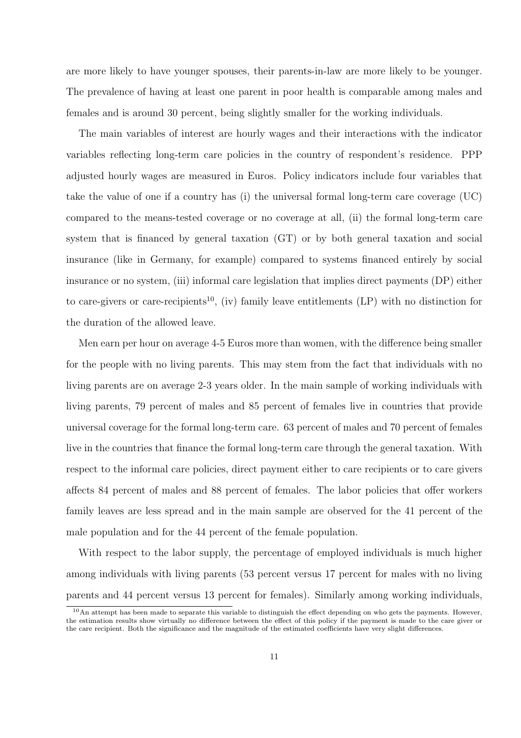are more likely to have younger spouses, their parents-in-law are more likely to be younger. The prevalence of having at least one parent in poor health is comparable among males and females and is around 30 percent, being slightly smaller for the working individuals.

The main variables of interest are hourly wages and their interactions with the indicator variables reflecting long-term care policies in the country of respondent's residence. PPP adjusted hourly wages are measured in Euros. Policy indicators include four variables that take the value of one if a country has (i) the universal formal long-term care coverage (UC) compared to the means-tested coverage or no coverage at all, (ii) the formal long-term care system that is financed by general taxation (GT) or by both general taxation and social insurance (like in Germany, for example) compared to systems financed entirely by social insurance or no system, (iii) informal care legislation that implies direct payments (DP) either to care-givers or care-recipients[10], (iv) family leave entitlements (LP) with no distinction for the duration of the allowed leave.

Men earn per hour on average 4-5 Euros more than women, with the difference being smaller for the people with no living parents. This may stem from the fact that individuals with no living parents are on average 2-3 years older. In the main sample of working individuals with living parents, 79 percent of males and 85 percent of females live in countries that provide universal coverage for the formal long-term care. 63 percent of males and 70 percent of females live in the countries that finance the formal long-term care through the general taxation. With respect to the informal care policies, direct payment either to care recipients or to care givers affects 84 percent of males and 88 percent of females. The labor policies that offer workers family leaves are less spread and in the main sample are observed for the 41 percent of the male population and for the 44 percent of the female population.

With respect to the labor supply, the percentage of employed individuals is much higher among individuals with living parents (53 percent versus 17 percent for males with no living parents and 44 percent versus 13 percent for females). Similarly among working individuals,

[10] An attempt has been made to separate this variable to distinguish the effect depending on who gets the payments. However, the estimation results show virtually no difference between the effect of this policy if the payment is made to the care giver or the care recipient. Both the significance and the magnitude of the estimated coefficients have very slight differences.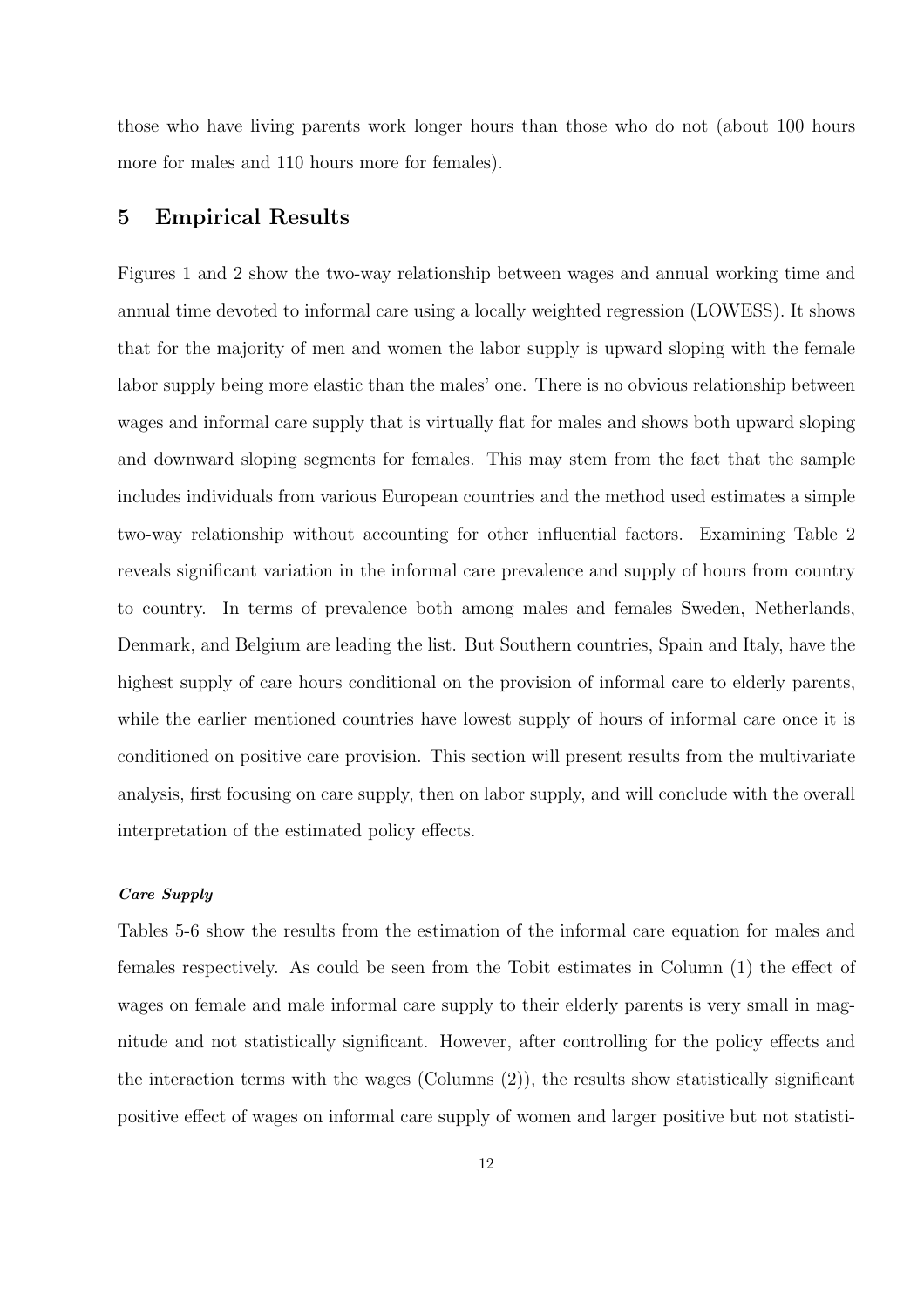those who have living parents work longer hours than those who do not (about 100 hours more for males and 110 hours more for females).

## 5 Empirical Results

Figures 1 and 2 show the two-way relationship between wages and annual working time and annual time devoted to informal care using a locally weighted regression (LOWESS). It shows that for the majority of men and women the labor supply is upward sloping with the female labor supply being more elastic than the males' one. There is no obvious relationship between wages and informal care supply that is virtually flat for males and shows both upward sloping and downward sloping segments for females. This may stem from the fact that the sample includes individuals from various European countries and the method used estimates a simple two-way relationship without accounting for other influential factors. Examining Table 2 reveals significant variation in the informal care prevalence and supply of hours from country to country. In terms of prevalence both among males and females Sweden, Netherlands, Denmark, and Belgium are leading the list. But Southern countries, Spain and Italy, have the highest supply of care hours conditional on the provision of informal care to elderly parents, while the earlier mentioned countries have lowest supply of hours of informal care once it is conditioned on positive care provision. This section will present results from the multivariate analysis, first focusing on care supply, then on labor supply, and will conclude with the overall interpretation of the estimated policy effects.

***Care Supply***

Tables 5-6 show the results from the estimation of the informal care equation for males and females respectively. As could be seen from the Tobit estimates in Column (1) the effect of wages on female and male informal care supply to their elderly parents is very small in magnitude and not statistically significant. However, after controlling for the policy effects and the interaction terms with the wages (Columns (2)), the results show statistically significant positive effect of wages on informal care supply of women and larger positive but not statisti-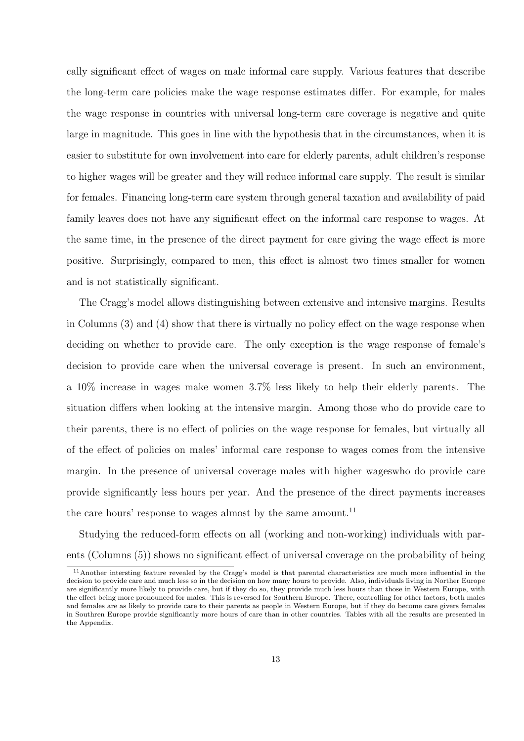cally significant effect of wages on male informal care supply. Various features that describe the long-term care policies make the wage response estimates differ. For example, for males the wage response in countries with universal long-term care coverage is negative and quite large in magnitude. This goes in line with the hypothesis that in the circumstances, when it is easier to substitute for own involvement into care for elderly parents, adult children's response to higher wages will be greater and they will reduce informal care supply. The result is similar for females. Financing long-term care system through general taxation and availability of paid family leaves does not have any significant effect on the informal care response to wages. At the same time, in the presence of the direct payment for care giving the wage effect is more positive. Surprisingly, compared to men, this effect is almost two times smaller for women and is not statistically significant.

The Cragg's model allows distinguishing between extensive and intensive margins. Results in Columns (3) and (4) show that there is virtually no policy effect on the wage response when deciding on whether to provide care. The only exception is the wage response of female's decision to provide care when the universal coverage is present. In such an environment, a 10% increase in wages make women 3.7% less likely to help their elderly parents. The situation differs when looking at the intensive margin. Among those who do provide care to their parents, there is no effect of policies on the wage response for females, but virtually all of the effect of policies on males' informal care response to wages comes from the intensive margin. In the presence of universal coverage males with higher wageswho do provide care provide significantly less hours per year. And the presence of the direct payments increases the care hours' response to wages almost by the same amount.[11]

Studying the reduced-form effects on all (working and non-working) individuals with parents (Columns (5)) shows no significant effect of universal coverage on the probability of being

[11] Another intersting feature revealed by the Cragg's model is that parental characteristics are much more influential in the decision to provide care and much less so in the decision on how many hours to provide. Also, individuals living in Norther Europe are significantly more likely to provide care, but if they do so, they provide much less hours than those in Western Europe, with the effect being more pronounced for males. This is reversed for Southern Europe. There, controlling for other factors, both males and females are as likely to provide care to their parents as people in Western Europe, but if they do become care givers females in Southren Europe provide significantly more hours of care than in other countries. Tables with all the results are presented in the Appendix.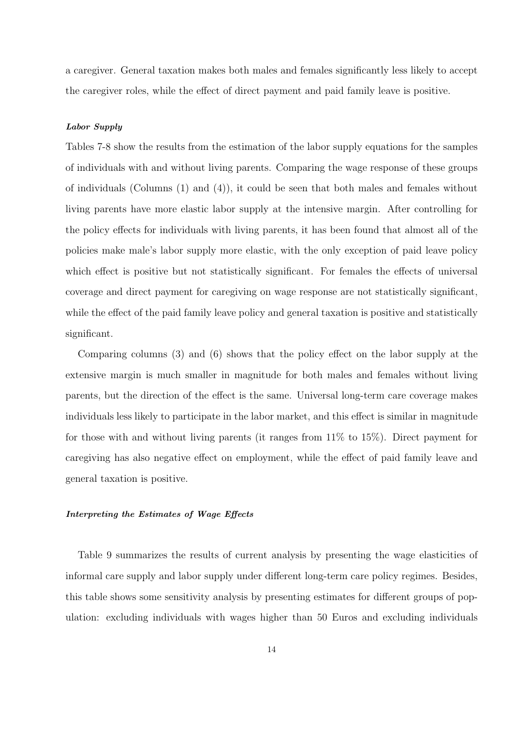a caregiver. General taxation makes both males and females significantly less likely to accept the caregiver roles, while the effect of direct payment and paid family leave is positive.

#### ***Labor Supply***

Tables 7-8 show the results from the estimation of the labor supply equations for the samples of individuals with and without living parents. Comparing the wage response of these groups of individuals (Columns (1) and (4)), it could be seen that both males and females without living parents have more elastic labor supply at the intensive margin. After controlling for the policy effects for individuals with living parents, it has been found that almost all of the policies make male's labor supply more elastic, with the only exception of paid leave policy which effect is positive but not statistically significant. For females the effects of universal coverage and direct payment for caregiving on wage response are not statistically significant, while the effect of the paid family leave policy and general taxation is positive and statistically significant.

Comparing columns (3) and (6) shows that the policy effect on the labor supply at the extensive margin is much smaller in magnitude for both males and females without living parents, but the direction of the effect is the same. Universal long-term care coverage makes individuals less likely to participate in the labor market, and this effect is similar in magnitude for those with and without living parents (it ranges from 11% to 15%). Direct payment for caregiving has also negative effect on employment, while the effect of paid family leave and general taxation is positive.

#### ***Interpreting the Estimates of Wage Effects***

Table 9 summarizes the results of current analysis by presenting the wage elasticities of informal care supply and labor supply under different long-term care policy regimes. Besides, this table shows some sensitivity analysis by presenting estimates for different groups of population: excluding individuals with wages higher than 50 Euros and excluding individuals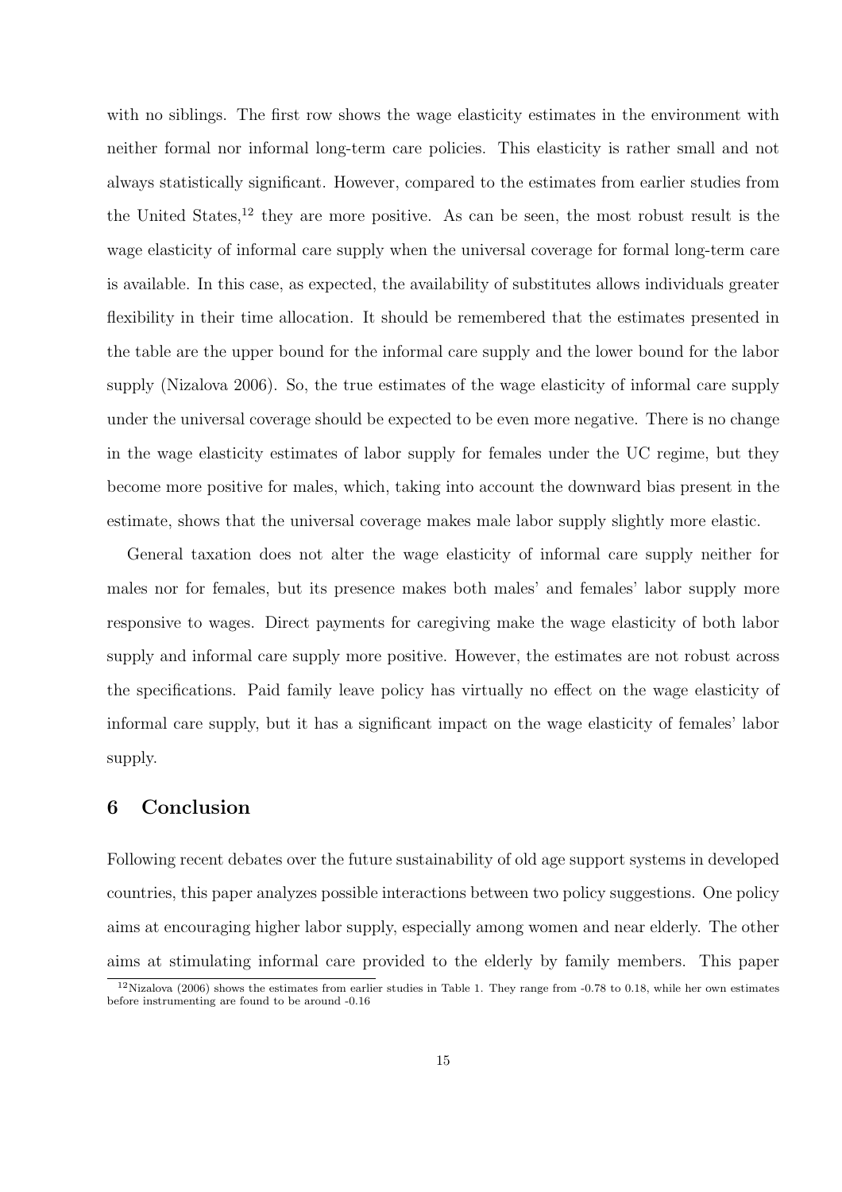with no siblings. The first row shows the wage elasticity estimates in the environment with neither formal nor informal long-term care policies. This elasticity is rather small and not always statistically significant. However, compared to the estimates from earlier studies from the United States,[12] they are more positive. As can be seen, the most robust result is the wage elasticity of informal care supply when the universal coverage for formal long-term care is available. In this case, as expected, the availability of substitutes allows individuals greater flexibility in their time allocation. It should be remembered that the estimates presented in the table are the upper bound for the informal care supply and the lower bound for the labor supply (Nizalova 2006). So, the true estimates of the wage elasticity of informal care supply under the universal coverage should be expected to be even more negative. There is no change in the wage elasticity estimates of labor supply for females under the UC regime, but they become more positive for males, which, taking into account the downward bias present in the estimate, shows that the universal coverage makes male labor supply slightly more elastic.

General taxation does not alter the wage elasticity of informal care supply neither for males nor for females, but its presence makes both males' and females' labor supply more responsive to wages. Direct payments for caregiving make the wage elasticity of both labor supply and informal care supply more positive. However, the estimates are not robust across the specifications. Paid family leave policy has virtually no effect on the wage elasticity of informal care supply, but it has a significant impact on the wage elasticity of females' labor supply.

## 6 Conclusion

Following recent debates over the future sustainability of old age support systems in developed countries, this paper analyzes possible interactions between two policy suggestions. One policy aims at encouraging higher labor supply, especially among women and near elderly. The other aims at stimulating informal care provided to the elderly by family members. This paper

[12] Nizalova (2006) shows the estimates from earlier studies in Table 1. They range from -0.78 to 0.18, while her own estimates before instrumenting are found to be around -0.16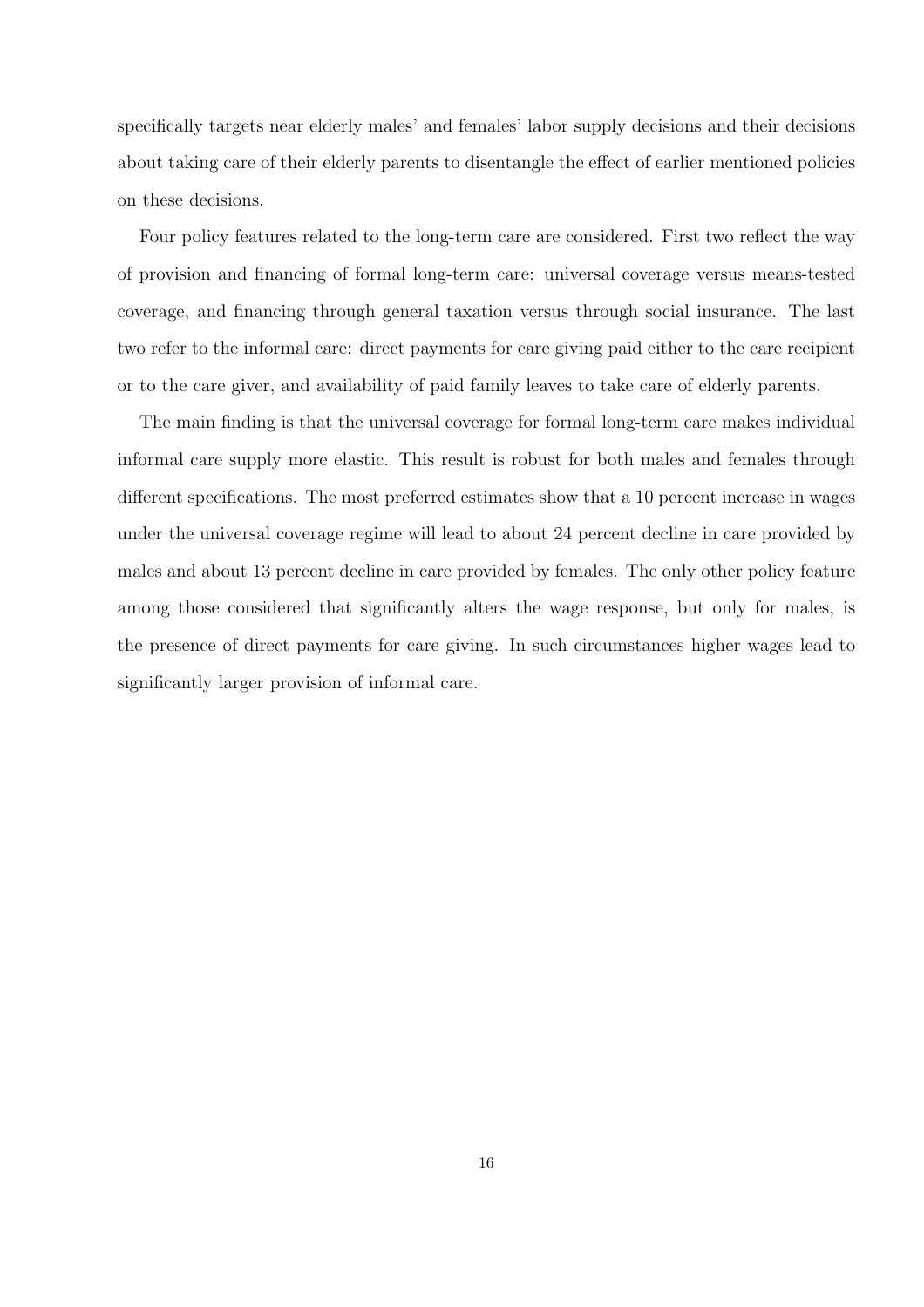specifically targets near elderly males' and females' labor supply decisions and their decisions about taking care of their elderly parents to disentangle the effect of earlier mentioned policies on these decisions.

Four policy features related to the long-term care are considered. First two reflect the way of provision and financing of formal long-term care: universal coverage versus means-tested coverage, and financing through general taxation versus through social insurance. The last two refer to the informal care: direct payments for care giving paid either to the care recipient or to the care giver, and availability of paid family leaves to take care of elderly parents.

The main finding is that the universal coverage for formal long-term care makes individual informal care supply more elastic. This result is robust for both males and females through different specifications. The most preferred estimates show that a 10 percent increase in wages under the universal coverage regime will lead to about 24 percent decline in care provided by males and about 13 percent decline in care provided by females. The only other policy feature among those considered that significantly alters the wage response, but only for males, is the presence of direct payments for care giving. In such circumstances higher wages lead to significantly larger provision of informal care.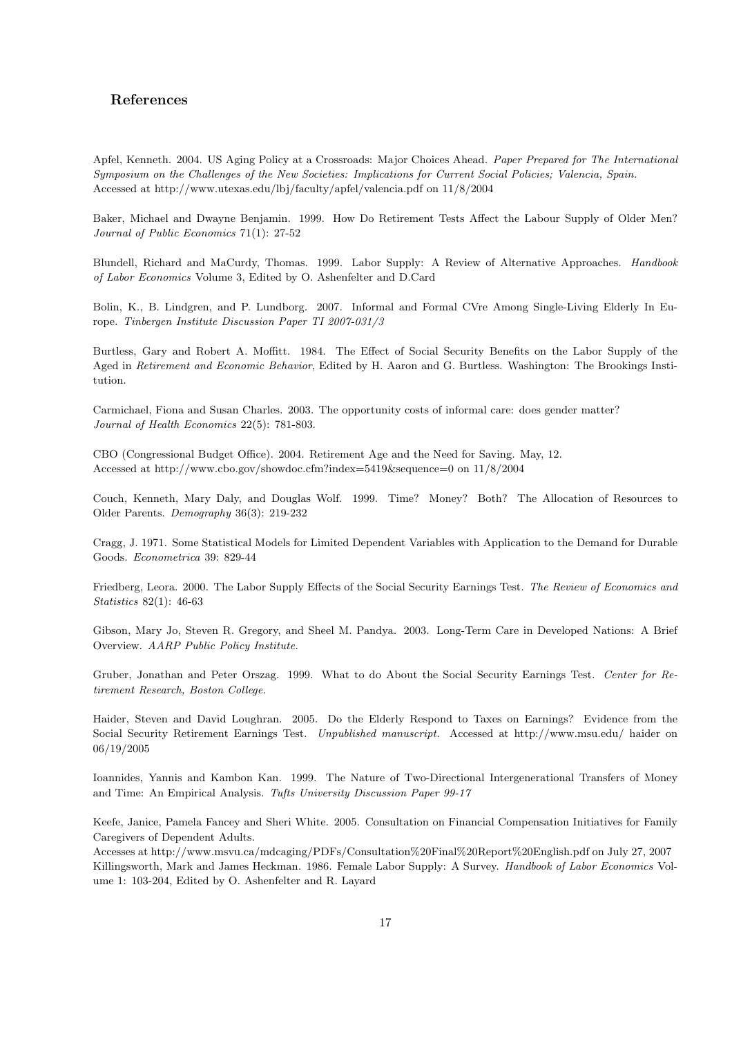## References

Apfel, Kenneth. 2004. US Aging Policy at a Crossroads: Major Choices Ahead. *Paper Prepared for The International Symposium on the Challenges of the New Societies: Implications for Current Social Policies; Valencia, Spain.* Accessed at http://www.utexas.edu/lbj/faculty/apfel/valencia.pdf on 11/8/2004

Baker, Michael and Dwayne Benjamin. 1999. How Do Retirement Tests Affect the Labour Supply of Older Men? *Journal of Public Economics* 71(1): 27-52

Blundell, Richard and MaCurdy, Thomas. 1999. Labor Supply: A Review of Alternative Approaches. *Handbook of Labor Economics* Volume 3, Edited by O. Ashenfelter and D.Card

Bolin, K., B. Lindgren, and P. Lundborg. 2007. Informal and Formal CVre Among Single-Living Elderly In Europe. *Tinbergen Institute Discussion Paper TI 2007-031/3*

Burtless, Gary and Robert A. Moffitt. 1984. The Effect of Social Security Benefits on the Labor Supply of the Aged in *Retirement and Economic Behavior*, Edited by H. Aaron and G. Burtless. Washington: The Brookings Institution.

Carmichael, Fiona and Susan Charles. 2003. The opportunity costs of informal care: does gender matter? *Journal of Health Economics* 22(5): 781-803.

CBO (Congressional Budget Office). 2004. Retirement Age and the Need for Saving. May, 12. Accessed at http://www.cbo.gov/showdoc.cfm?index=5419&sequence=0 on 11/8/2004

Couch, Kenneth, Mary Daly, and Douglas Wolf. 1999. Time? Money? Both? The Allocation of Resources to Older Parents. *Demography* 36(3): 219-232

Cragg, J. 1971. Some Statistical Models for Limited Dependent Variables with Application to the Demand for Durable Goods. *Econometrica* 39: 829-44

Friedberg, Leora. 2000. The Labor Supply Effects of the Social Security Earnings Test. *The Review of Economics and Statistics* 82(1): 46-63

Gibson, Mary Jo, Steven R. Gregory, and Sheel M. Pandya. 2003. Long-Term Care in Developed Nations: A Brief Overview. *AARP Public Policy Institute.*

Gruber, Jonathan and Peter Orszag. 1999. What to do About the Social Security Earnings Test. *Center for Retirement Research, Boston College.*

Haider, Steven and David Loughran. 2005. Do the Elderly Respond to Taxes on Earnings? Evidence from the Social Security Retirement Earnings Test. *Unpublished manuscript.* Accessed at http://www.msu.edu/ haider on 06/19/2005

Ioannides, Yannis and Kambon Kan. 1999. The Nature of Two-Directional Intergenerational Transfers of Money and Time: An Empirical Analysis. *Tufts University Discussion Paper 99-17*

Keefe, Janice, Pamela Fancey and Sheri White. 2005. Consultation on Financial Compensation Initiatives for Family Caregivers of Dependent Adults.
Accesses at http://www.msvu.ca/mdcaging/PDFs/Consultation%20Final%20Report%20English.pdf on July 27, 2007
Killingsworth, Mark and James Heckman. 1986. Female Labor Supply: A Survey. *Handbook of Labor Economics* Volume 1: 103-204, Edited by O. Ashenfelter and R. Layard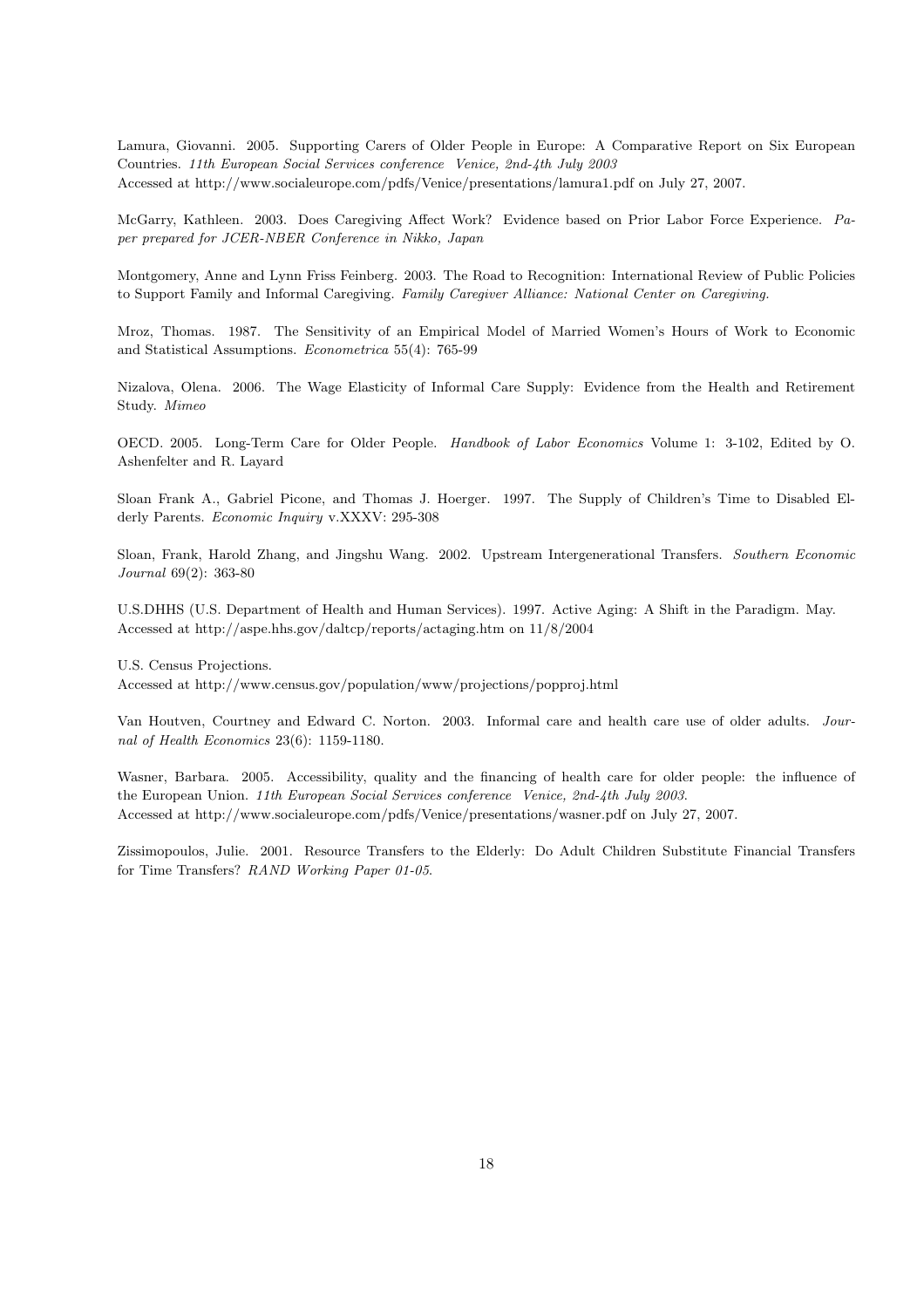Lamura, Giovanni. 2005. Supporting Carers of Older People in Europe: A Comparative Report on Six European Countries. *11th European Social Services conference Venice, 2nd-4th July 2003*
Accessed at http://www.socialeurope.com/pdfs/Venice/presentations/lamura1.pdf on July 27, 2007.

McGarry, Kathleen. 2003. Does Caregiving Affect Work? Evidence based on Prior Labor Force Experience. *Paper prepared for JCER-NBER Conference in Nikko, Japan*

Montgomery, Anne and Lynn Friss Feinberg. 2003. The Road to Recognition: International Review of Public Policies to Support Family and Informal Caregiving. *Family Caregiver Alliance: National Center on Caregiving.*

Mroz, Thomas. 1987. The Sensitivity of an Empirical Model of Married Women's Hours of Work to Economic and Statistical Assumptions. *Econometrica* 55(4): 765-99

Nizalova, Olena. 2006. The Wage Elasticity of Informal Care Supply: Evidence from the Health and Retirement Study. *Mimeo*

OECD. 2005. Long-Term Care for Older People. *Handbook of Labor Economics* Volume 1: 3-102, Edited by O. Ashenfelter and R. Layard

Sloan Frank A., Gabriel Picone, and Thomas J. Hoerger. 1997. The Supply of Children's Time to Disabled Elderly Parents. *Economic Inquiry* v.XXXV: 295-308

Sloan, Frank, Harold Zhang, and Jingshu Wang. 2002. Upstream Intergenerational Transfers. *Southern Economic Journal* 69(2): 363-80

U.S.DHHS (U.S. Department of Health and Human Services). 1997. Active Aging: A Shift in the Paradigm. May.
Accessed at http://aspe.hhs.gov/daltcp/reports/actaging.htm on 11/8/2004

U.S. Census Projections.
Accessed at http://www.census.gov/population/www/projections/popproj.html

Van Houtven, Courtney and Edward C. Norton. 2003. Informal care and health care use of older adults. *Journal of Health Economics* 23(6): 1159-1180.

Wasner, Barbara. 2005. Accessibility, quality and the financing of health care for older people: the influence of the European Union. *11th European Social Services conference Venice, 2nd-4th July 2003.*
Accessed at http://www.socialeurope.com/pdfs/Venice/presentations/wasner.pdf on July 27, 2007.

Zissimopoulos, Julie. 2001. Resource Transfers to the Elderly: Do Adult Children Substitute Financial Transfers for Time Transfers? *RAND Working Paper 01-05.*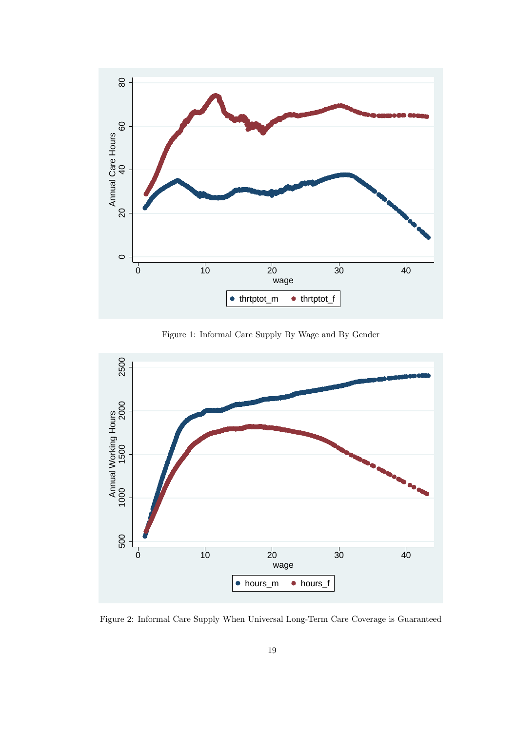Figure 1: Informal Care Supply By Wage and By Gender

Figure 2: Informal Care Supply When Universal Long-Term Care Coverage is Guaranteed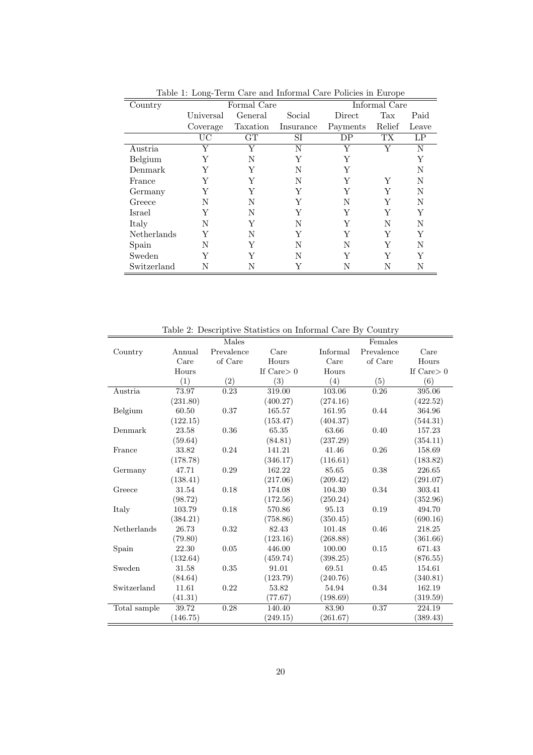Table 1: Long-Term Care and Informal Care Policies in Europe

| Country | Formal Care | | | Informal Care | | |
|---|---|---|---|---|---|---|
| | Universal Coverage | General Taxation | Social Insurance | Direct Payments | Tax Relief | Paid Leave |
| | UC | GT | SI | DP | TX | LP |
| Austria | Y | Y | N | Y | Y | N |
| Belgium | Y | N | Y | Y | | Y |
| Denmark | Y | Y | N | Y | | N |
| France | Y | Y | N | Y | Y | N |
| Germany | Y | Y | Y | Y | Y | N |
| Greece | N | N | Y | N | Y | N |
| Israel | Y | N | Y | Y | Y | Y |
| Italy | N | Y | N | Y | N | N |
| Netherlands | Y | N | Y | Y | Y | Y |
| Spain | N | Y | N | N | Y | N |
| Sweden | Y | Y | N | Y | Y | Y |
| Switzerland | N | N | Y | N | N | N |

Table 2: Descriptive Statistics on Informal Care By Country

| Country | Males | | | Females | | |
|---|---|---|---|---|---|---|
| | Annual Care Hours | Prevalence of Care | Care Hours If Care$>0$ | Informal Care Hours | Prevalence of Care | Care Hours If Care$>0$ |
| | (1) | (2) | (3) | (4) | (5) | (6) |
| Austria | 73.97 | 0.23 | 319.00 | 103.06 | 0.26 | 395.06 |
| | (231.80) | | (400.27) | (274.16) | | (422.52) |
| Belgium | 60.50 | 0.37 | 165.57 | 161.95 | 0.44 | 364.96 |
| | (122.15) | | (153.47) | (404.37) | | (544.31) |
| Denmark | 23.58 | 0.36 | 65.35 | 63.66 | 0.40 | 157.23 |
| | (59.64) | | (84.81) | (237.29) | | (354.11) |
| France | 33.82 | 0.24 | 141.21 | 41.46 | 0.26 | 158.69 |
| | (178.78) | | (346.17) | (116.61) | | (183.82) |
| Germany | 47.71 | 0.29 | 162.22 | 85.65 | 0.38 | 226.65 |
| | (138.41) | | (217.06) | (209.42) | | (291.07) |
| Greece | 31.54 | 0.18 | 174.08 | 104.30 | 0.34 | 303.41 |
| | (98.72) | | (172.56) | (250.24) | | (352.96) |
| Italy | 103.79 | 0.18 | 570.86 | 95.13 | 0.19 | 494.70 |
| | (384.21) | | (758.86) | (350.45) | | (690.16) |
| Netherlands | 26.73 | 0.32 | 82.43 | 101.48 | 0.46 | 218.25 |
| | (79.80) | | (123.16) | (268.88) | | (361.66) |
| Spain | 22.30 | 0.05 | 446.00 | 100.00 | 0.15 | 671.43 |
| | (132.64) | | (459.74) | (398.25) | | (876.55) |
| Sweden | 31.58 | 0.35 | 91.01 | 69.51 | 0.45 | 154.61 |
| | (84.64) | | (123.79) | (240.76) | | (340.81) |
| Switzerland | 11.61 | 0.22 | 53.82 | 54.94 | 0.34 | 162.19 |
| | (41.31) | | (77.67) | (198.69) | | (319.59) |
| Total sample | 39.72 | 0.28 | 140.40 | 83.90 | 0.37 | 224.19 |
| | (146.75) | | (249.15) | (261.67) | | (389.43) |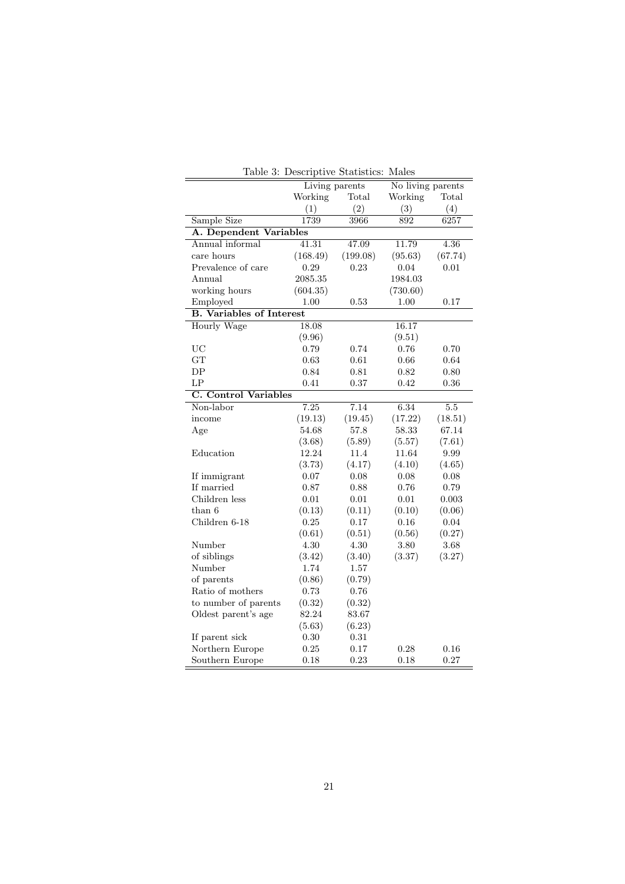Table 3: Descriptive Statistics: Males

| | Living parents | | No living parents | |
|---|---|---|---|---|
| | Working | Total | Working | Total |
| | (1) | (2) | (3) | (4) |
| Sample Size | 1739 | 3966 | 892 | 6257 |
| **A. Dependent Variables** | | | | |
| Annual informal | 41.31 | 47.09 | 11.79 | 4.36 |
| care hours | (168.49) | (199.08) | (95.63) | (67.74) |
| Prevalence of care | 0.29 | 0.23 | 0.04 | 0.01 |
| Annual | 2085.35 | | 1984.03 | |
| working hours | (604.35) | | (730.60) | |
| Employed | 1.00 | 0.53 | 1.00 | 0.17 |
| **B. Variables of Interest** | | | | |
| Hourly Wage | 18.08 | | 16.17 | |
| | (9.96) | | (9.51) | |
| UC | 0.79 | 0.74 | 0.76 | 0.70 |
| GT | 0.63 | 0.61 | 0.66 | 0.64 |
| DP | 0.84 | 0.81 | 0.82 | 0.80 |
| LP | 0.41 | 0.37 | 0.42 | 0.36 |
| **C. Control Variables** | | | | |
| Non-labor | 7.25 | 7.14 | 6.34 | 5.5 |
| income | (19.13) | (19.45) | (17.22) | (18.51) |
| Age | 54.68 | 57.8 | 58.33 | 67.14 |
| | (3.68) | (5.89) | (5.57) | (7.61) |
| Education | 12.24 | 11.4 | 11.64 | 9.99 |
| | (3.73) | (4.17) | (4.10) | (4.65) |
| If immigrant | 0.07 | 0.08 | 0.08 | 0.08 |
| If married | 0.87 | 0.88 | 0.76 | 0.79 |
| Children less | 0.01 | 0.01 | 0.01 | 0.003 |
| than 6 | (0.13) | (0.11) | (0.10) | (0.06) |
| Children 6-18 | 0.25 | 0.17 | 0.16 | 0.04 |
| | (0.61) | (0.51) | (0.56) | (0.27) |
| Number | 4.30 | 4.30 | 3.80 | 3.68 |
| of siblings | (3.42) | (3.40) | (3.37) | (3.27) |
| Number | 1.74 | 1.57 | | |
| of parents | (0.86) | (0.79) | | |
| Ratio of mothers | 0.73 | 0.76 | | |
| to number of parents | (0.32) | (0.32) | | |
| Oldest parent's age | 82.24 | 83.67 | | |
| | (5.63) | (6.23) | | |
| If parent sick | 0.30 | 0.31 | | |
| Northern Europe | 0.25 | 0.17 | 0.28 | 0.16 |
| Southern Europe | 0.18 | 0.23 | 0.18 | 0.27 |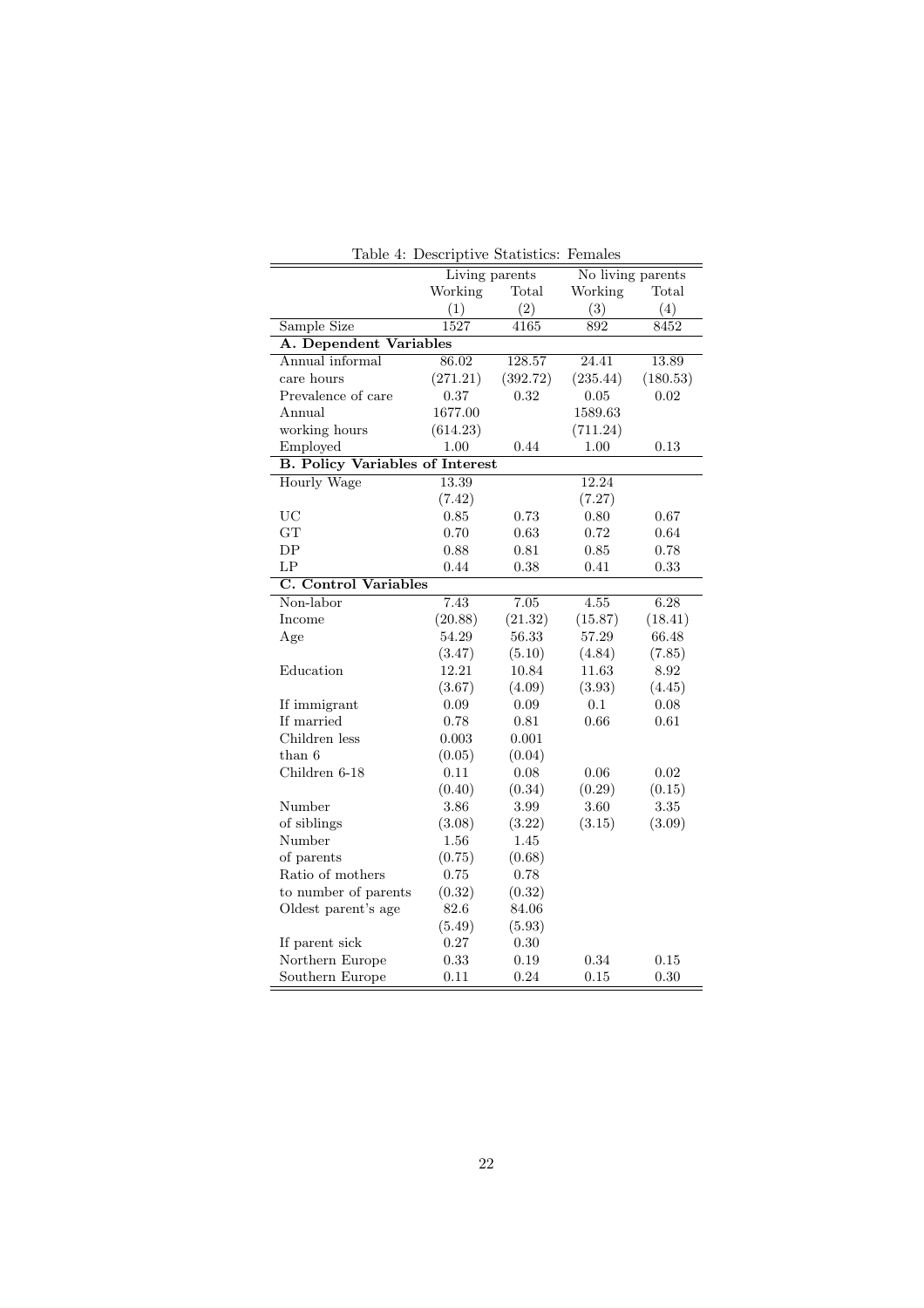Table 4: Descriptive Statistics: Females

| | Living parents | | No living parents | |
|---|---|---|---|---|
| | Working | Total | Working | Total |
| | (1) | (2) | (3) | (4) |
| Sample Size | 1527 | 4165 | 892 | 8452 |
| **A. Dependent Variables** | | | | |
| Annual informal | 86.02 | 128.57 | 24.41 | 13.89 |
| care hours | (271.21) | (392.72) | (235.44) | (180.53) |
| Prevalence of care | 0.37 | 0.32 | 0.05 | 0.02 |
| Annual | 1677.00 | | 1589.63 | |
| working hours | (614.23) | | (711.24) | |
| Employed | 1.00 | 0.44 | 1.00 | 0.13 |
| **B. Policy Variables of Interest** | | | | |
| Hourly Wage | 13.39 | | 12.24 | |
| | (7.42) | | (7.27) | |
| UC | 0.85 | 0.73 | 0.80 | 0.67 |
| GT | 0.70 | 0.63 | 0.72 | 0.64 |
| DP | 0.88 | 0.81 | 0.85 | 0.78 |
| LP | 0.44 | 0.38 | 0.41 | 0.33 |
| **C. Control Variables** | | | | |
| Non-labor | 7.43 | 7.05 | 4.55 | 6.28 |
| Income | (20.88) | (21.32) | (15.87) | (18.41) |
| Age | 54.29 | 56.33 | 57.29 | 66.48 |
| | (3.47) | (5.10) | (4.84) | (7.85) |
| Education | 12.21 | 10.84 | 11.63 | 8.92 |
| | (3.67) | (4.09) | (3.93) | (4.45) |
| If immigrant | 0.09 | 0.09 | 0.1 | 0.08 |
| If married | 0.78 | 0.81 | 0.66 | 0.61 |
| Children less | 0.003 | 0.001 | | |
| than 6 | (0.05) | (0.04) | | |
| Children 6-18 | 0.11 | 0.08 | 0.06 | 0.02 |
| | (0.40) | (0.34) | (0.29) | (0.15) |
| Number | 3.86 | 3.99 | 3.60 | 3.35 |
| of siblings | (3.08) | (3.22) | (3.15) | (3.09) |
| Number | 1.56 | 1.45 | | |
| of parents | (0.75) | (0.68) | | |
| Ratio of mothers | 0.75 | 0.78 | | |
| to number of parents | (0.32) | (0.32) | | |
| Oldest parent's age | 82.6 | 84.06 | | |
| | (5.49) | (5.93) | | |
| If parent sick | 0.27 | 0.30 | | |
| Northern Europe | 0.33 | 0.19 | 0.34 | 0.15 |
| Southern Europe | 0.11 | 0.24 | 0.15 | 0.30 |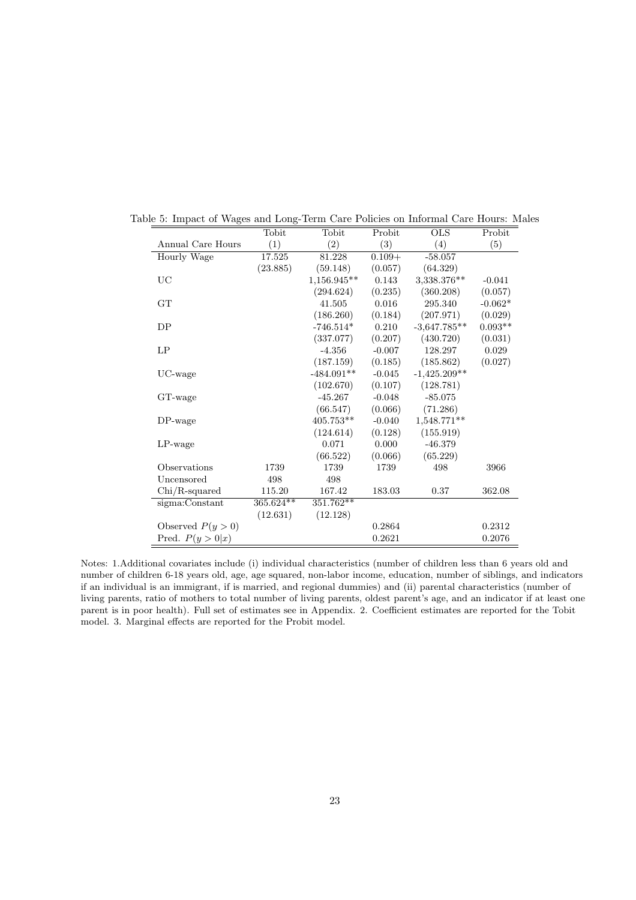Table 5: Impact of Wages and Long-Term Care Policies on Informal Care Hours: Males

| | Tobit | Tobit | Probit | OLS | Probit |
|---|---|---|---|---|---|
| Annual Care Hours | (1) | (2) | (3) | (4) | (5) |
| Hourly Wage | 17.525 | 81.228 | 0.109+ | -58.057 | |
| | (23.885) | (59.148) | (0.057) | (64.329) | |
| UC | | 1,156.945** | 0.143 | 3,338.376** | -0.041 |
| | | (294.624) | (0.235) | (360.208) | (0.057) |
| GT | | 41.505 | 0.016 | 295.340 | -0.062* |
| | | (186.260) | (0.184) | (207.971) | (0.029) |
| DP | | -746.514* | 0.210 | -3,647.785** | 0.093** |
| | | (337.077) | (0.207) | (430.720) | (0.031) |
| LP | | -4.356 | -0.007 | 128.297 | 0.029 |
| | | (187.159) | (0.185) | (185.862) | (0.027) |
| UC-wage | | -484.091** | -0.045 | -1,425.209** | |
| | | (102.670) | (0.107) | (128.781) | |
| GT-wage | | -45.267 | -0.048 | -85.075 | |
| | | (66.547) | (0.066) | (71.286) | |
| DP-wage | | 405.753** | -0.040 | 1,548.771** | |
| | | (124.614) | (0.128) | (155.919) | |
| LP-wage | | 0.071 | 0.000 | -46.379 | |
| | | (66.522) | (0.066) | (65.229) | |
| Observations | 1739 | 1739 | 1739 | 498 | 3966 |
| Uncensored | 498 | 498 | | | |
| Chi/R-squared | 115.20 | 167.42 | 183.03 | 0.37 | 362.08 |
| sigma:Constant | 365.624** | 351.762** | | | |
| | (12.631) | (12.128) | | | |
| Observed $P(y>0)$ | | | 0.2864 | | 0.2312 |
| Pred. $P(y>0\|x)$ | | | 0.2621 | | 0.2076 |

Notes: 1.Additional covariates include (i) individual characteristics (number of children less than 6 years old and number of children 6-18 years old, age, age squared, non-labor income, education, number of siblings, and indicators if an individual is an immigrant, if is married, and regional dummies) and (ii) parental characteristics (number of living parents, ratio of mothers to total number of living parents, oldest parent's age, and an indicator if at least one parent is in poor health). Full set of estimates see in Appendix. 2. Coefficient estimates are reported for the Tobit model. 3. Marginal effects are reported for the Probit model.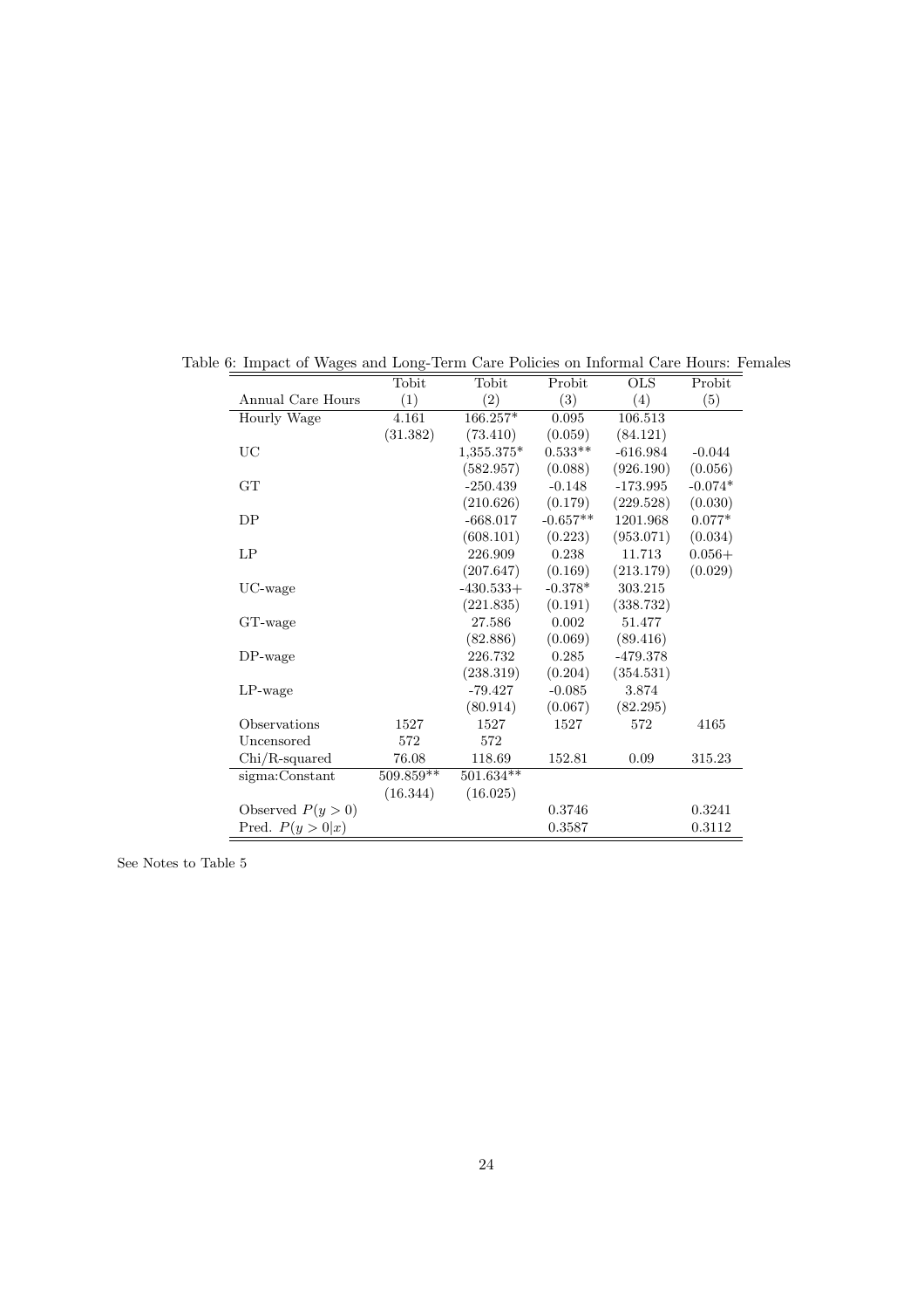Table 6: Impact of Wages and Long-Term Care Policies on Informal Care Hours: Females

| | Tobit | Tobit | Probit | OLS | Probit |
|---|---|---|---|---|---|
| Annual Care Hours | (1) | (2) | (3) | (4) | (5) |
| Hourly Wage | 4.161 | 166.257* | 0.095 | 106.513 | |
| | (31.382) | (73.410) | (0.059) | (84.121) | |
| UC | | 1,355.375* | 0.533** | -616.984 | -0.044 |
| | | (582.957) | (0.088) | (926.190) | (0.056) |
| GT | | -250.439 | -0.148 | -173.995 | -0.074* |
| | | (210.626) | (0.179) | (229.528) | (0.030) |
| DP | | -668.017 | -0.657** | 1201.968 | 0.077* |
| | | (608.101) | (0.223) | (953.071) | (0.034) |
| LP | | 226.909 | 0.238 | 11.713 | 0.056+ |
| | | (207.647) | (0.169) | (213.179) | (0.029) |
| UC-wage | | -430.533+ | -0.378* | 303.215 | |
| | | (221.835) | (0.191) | (338.732) | |
| GT-wage | | 27.586 | 0.002 | 51.477 | |
| | | (82.886) | (0.069) | (89.416) | |
| DP-wage | | 226.732 | 0.285 | -479.378 | |
| | | (238.319) | (0.204) | (354.531) | |
| LP-wage | | -79.427 | -0.085 | 3.874 | |
| | | (80.914) | (0.067) | (82.295) | |
| Observations | 1527 | 1527 | 1527 | 572 | 4165 |
| Uncensored | 572 | 572 | | | |
| Chi/R-squared | 76.08 | 118.69 | 152.81 | 0.09 | 315.23 |
| sigma:Constant | 509.859** | 501.634** | | | |
| | (16.344) | (16.025) | | | |
| Observed $P(y > 0)$ | | | 0.3746 | | 0.3241 |
| Pred. $P(y > 0\|x)$ | | | 0.3587 | | 0.3112 |

See Notes to Table 5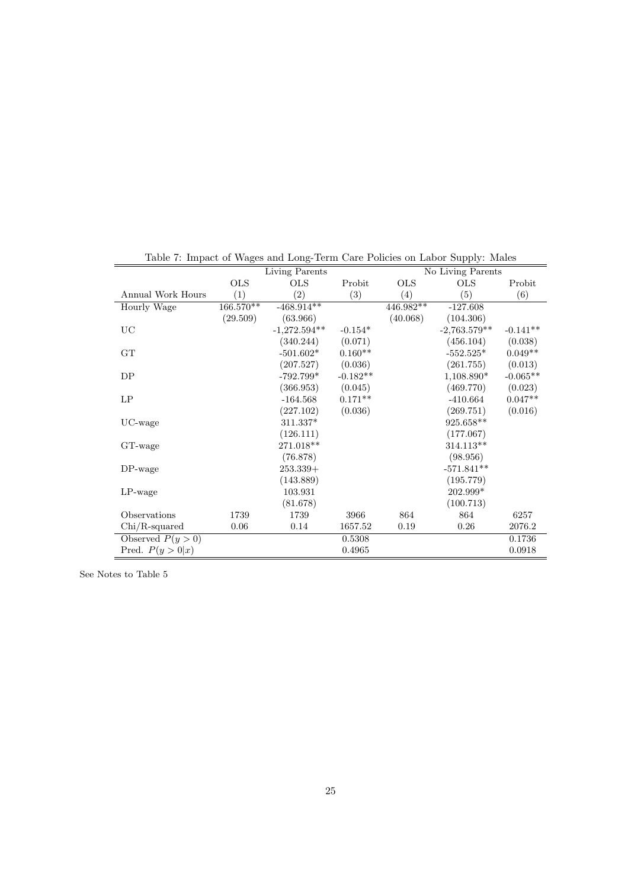Table 7: Impact of Wages and Long-Term Care Policies on Labor Supply: Males

| | Living Parents | | | No Living Parents | | |
|---|---|---|---|---|---|---|
| | OLS | OLS | Probit | OLS | OLS | Probit |
| Annual Work Hours | (1) | (2) | (3) | (4) | (5) | (6) |
| Hourly Wage | 166.570** | -468.914** | | 446.982** | -127.608 | |
| | (29.509) | (63.966) | | (40.068) | (104.306) | |
| UC | | -1,272.594** | -0.154* | | -2,763.579** | -0.141** |
| | | (340.244) | (0.071) | | (456.104) | (0.038) |
| GT | | -501.602* | 0.160** | | -552.525* | 0.049** |
| | | (207.527) | (0.036) | | (261.755) | (0.013) |
| DP | | -792.799* | -0.182** | | 1,108.890* | -0.065** |
| | | (366.953) | (0.045) | | (469.770) | (0.023) |
| LP | | -164.568 | 0.171** | | -410.664 | 0.047** |
| | | (227.102) | (0.036) | | (269.751) | (0.016) |
| UC-wage | | 311.337* | | | 925.658** | |
| | | (126.111) | | | (177.067) | |
| GT-wage | | 271.018** | | | 314.113** | |
| | | (76.878) | | | (98.956) | |
| DP-wage | | 253.339+ | | | -571.841** | |
| | | (143.889) | | | (195.779) | |
| LP-wage | | 103.931 | | | 202.999* | |
| | | (81.678) | | | (100.713) | |
| Observations | 1739 | 1739 | 3966 | 864 | 864 | 6257 |
| Chi/R-squared | 0.06 | 0.14 | 1657.52 | 0.19 | 0.26 | 2076.2 |
| Observed $P(y>0)$ | | | 0.5308 | | | 0.1736 |
| Pred. $P(y>0\|x)$ | | | 0.4965 | | | 0.0918 |

See Notes to Table 5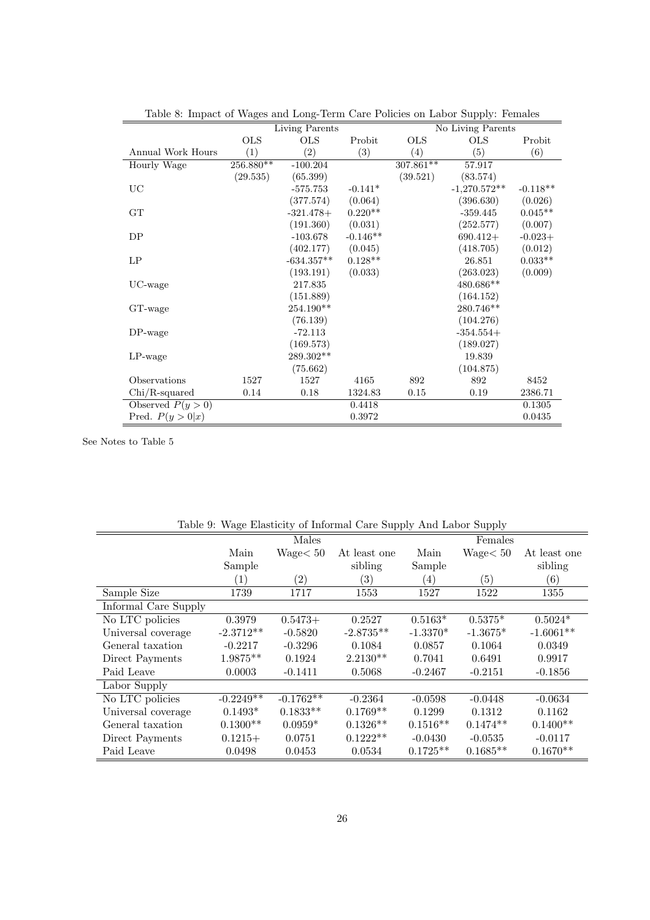Table 8: Impact of Wages and Long-Term Care Policies on Labor Supply: Females

| | Living Parents | | | No Living Parents | | |
|---|---|---|---|---|---|---|
| | OLS | OLS | Probit | OLS | OLS | Probit |
| Annual Work Hours | (1) | (2) | (3) | (4) | (5) | (6) |
| Hourly Wage | 256.880** | -100.204 | | 307.861** | 57.917 | |
| | (29.535) | (65.399) | | (39.521) | (83.574) | |
| UC | | -575.753 | -0.141* | | -1,270.572** | -0.118** |
| | | (377.574) | (0.064) | | (396.630) | (0.026) |
| GT | | -321.478+ | 0.220** | | -359.445 | 0.045** |
| | | (191.360) | (0.031) | | (252.577) | (0.007) |
| DP | | -103.678 | -0.146** | | 690.412+ | -0.023+ |
| | | (402.177) | (0.045) | | (418.705) | (0.012) |
| LP | | -634.357** | 0.128** | | 26.851 | 0.033** |
| | | (193.191) | (0.033) | | (263.023) | (0.009) |
| UC-wage | | 217.835 | | | 480.686** | |
| | | (151.889) | | | (164.152) | |
| GT-wage | | 254.190** | | | 280.746** | |
| | | (76.139) | | | (104.276) | |
| DP-wage | | -72.113 | | | -354.554+ | |
| | | (169.573) | | | (189.027) | |
| LP-wage | | 289.302** | | | 19.839 | |
| | | (75.662) | | | (104.875) | |
| Observations | 1527 | 1527 | 4165 | 892 | 892 | 8452 |
| Chi/R-squared | 0.14 | 0.18 | 1324.83 | 0.15 | 0.19 | 2386.71 |
| Observed $P(y>0)$ | | | 0.4418 | | | 0.1305 |
| Pred. $P(y>0 \mid x)$ | | | 0.3972 | | | 0.0435 |

See Notes to Table 5

Table 9: Wage Elasticity of Informal Care Supply And Labor Supply

| | Males | | | Females | | |
|---|---|---|---|---|---|---|
| | Main Sample | Wage< 50 | At least one sibling | Main Sample | Wage< 50 | At least one sibling |
| | (1) | (2) | (3) | (4) | (5) | (6) |
| Sample Size | 1739 | 1717 | 1553 | 1527 | 1522 | 1355 |
| Informal Care Supply | | | | | | |
| No LTC policies | 0.3979 | 0.5473+ | 0.2527 | 0.5163* | 0.5375* | 0.5024* |
| Universal coverage | -2.3712** | -0.5820 | -2.8735** | -1.3370* | -1.3675* | -1.6061** |
| General taxation | -0.2217 | -0.3296 | 0.1084 | 0.0857 | 0.1064 | 0.0349 |
| Direct Payments | 1.9875** | 0.1924 | 2.2130** | 0.7041 | 0.6491 | 0.9917 |
| Paid Leave | 0.0003 | -0.1411 | 0.5068 | -0.2467 | -0.2151 | -0.1856 |
| Labor Supply | | | | | | |
| No LTC policies | -0.2249** | -0.1762** | -0.2364 | -0.0598 | -0.0448 | -0.0634 |
| Universal coverage | 0.1493* | 0.1833** | 0.1769** | 0.1299 | 0.1312 | 0.1162 |
| General taxation | 0.1300** | 0.0959* | 0.1326** | 0.1516** | 0.1474** | 0.1400** |
| Direct Payments | 0.1215+ | 0.0751 | 0.1222** | -0.0430 | -0.0535 | -0.0117 |
| Paid Leave | 0.0498 | 0.0453 | 0.0534 | 0.1725** | 0.1685** | 0.1670** |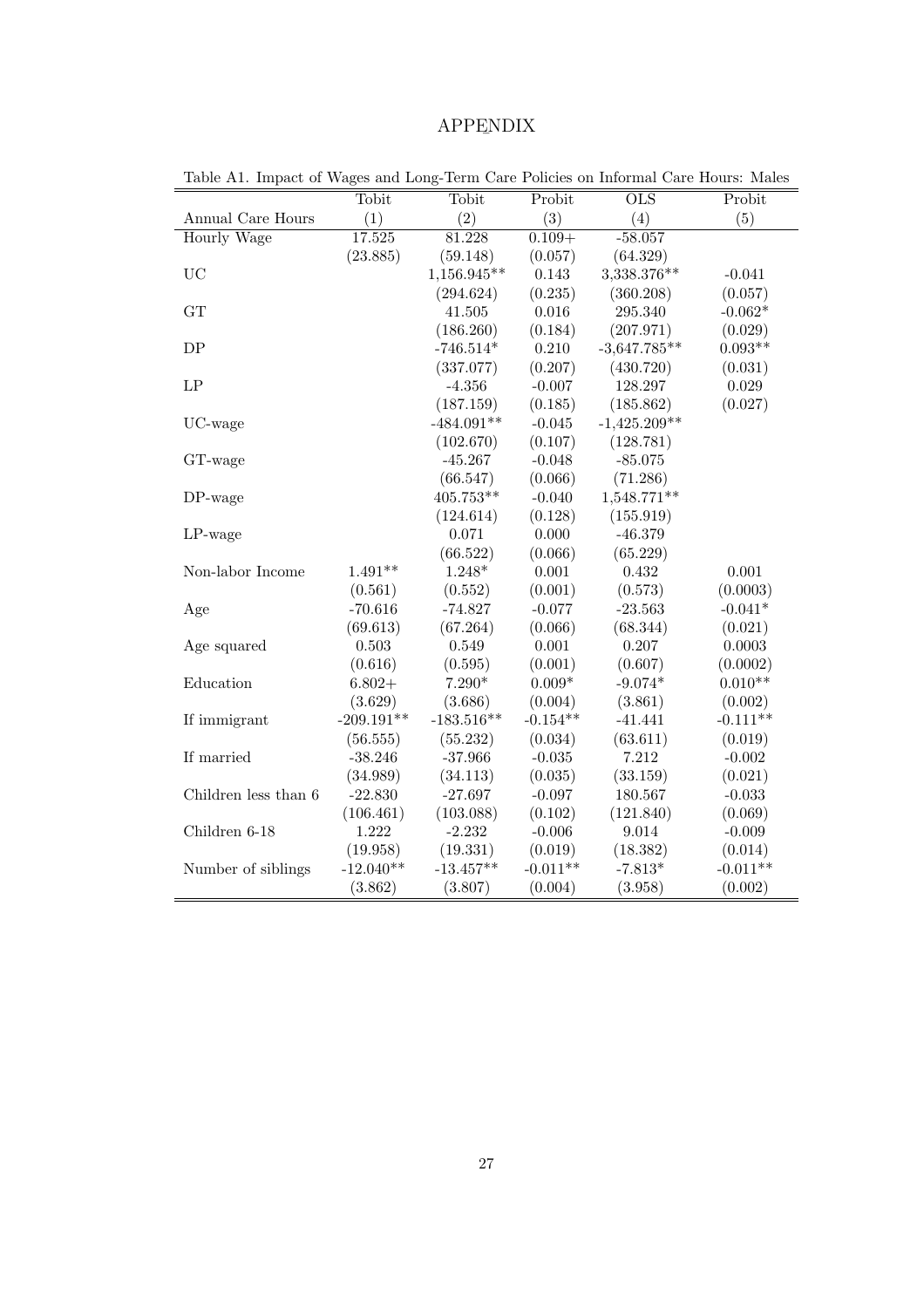# APPENDIX

Table A1. Impact of Wages and Long-Term Care Policies on Informal Care Hours: Males

| | Tobit | Tobit | Probit | OLS | Probit |
|---|---|---|---|---|---|
| Annual Care Hours | (1) | (2) | (3) | (4) | (5) |
| Hourly Wage | 17.525 | 81.228 | 0.109+ | -58.057 | |
| | (23.885) | (59.148) | (0.057) | (64.329) | |
| UC | | 1,156.945** | 0.143 | 3,338.376** | -0.041 |
| | | (294.624) | (0.235) | (360.208) | (0.057) |
| GT | | 41.505 | 0.016 | 295.340 | -0.062* |
| | | (186.260) | (0.184) | (207.971) | (0.029) |
| DP | | -746.514* | 0.210 | -3,647.785** | 0.093** |
| | | (337.077) | (0.207) | (430.720) | (0.031) |
| LP | | -4.356 | -0.007 | 128.297 | 0.029 |
| | | (187.159) | (0.185) | (185.862) | (0.027) |
| UC-wage | | -484.091** | -0.045 | -1,425.209** | |
| | | (102.670) | (0.107) | (128.781) | |
| GT-wage | | -45.267 | -0.048 | -85.075 | |
| | | (66.547) | (0.066) | (71.286) | |
| DP-wage | | 405.753** | -0.040 | 1,548.771** | |
| | | (124.614) | (0.128) | (155.919) | |
| LP-wage | | 0.071 | 0.000 | -46.379 | |
| | | (66.522) | (0.066) | (65.229) | |
| Non-labor Income | 1.491** | 1.248* | 0.001 | 0.432 | 0.001 |
| | (0.561) | (0.552) | (0.001) | (0.573) | (0.0003) |
| Age | -70.616 | -74.827 | -0.077 | -23.563 | -0.041* |
| | (69.613) | (67.264) | (0.066) | (68.344) | (0.021) |
| Age squared | 0.503 | 0.549 | 0.001 | 0.207 | 0.0003 |
| | (0.616) | (0.595) | (0.001) | (0.607) | (0.0002) |
| Education | 6.802+ | 7.290* | 0.009* | -9.074* | 0.010** |
| | (3.629) | (3.686) | (0.004) | (3.861) | (0.002) |
| If immigrant | -209.191** | -183.516** | -0.154** | -41.441 | -0.111** |
| | (56.555) | (55.232) | (0.034) | (63.611) | (0.019) |
| If married | -38.246 | -37.966 | -0.035 | 7.212 | -0.002 |
| | (34.989) | (34.113) | (0.035) | (33.159) | (0.021) |
| Children less than 6 | -22.830 | -27.697 | -0.097 | 180.567 | -0.033 |
| | (106.461) | (103.088) | (0.102) | (121.840) | (0.069) |
| Children 6-18 | 1.222 | -2.232 | -0.006 | 9.014 | -0.009 |
| | (19.958) | (19.331) | (0.019) | (18.382) | (0.014) |
| Number of siblings | -12.040** | -13.457** | -0.011** | -7.813* | -0.011** |
| | (3.862) | (3.807) | (0.004) | (3.958) | (0.002) |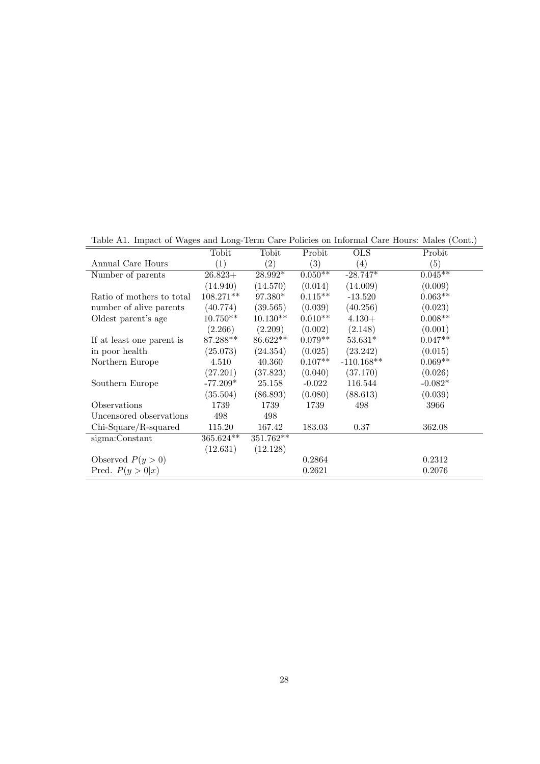Table A1. Impact of Wages and Long-Term Care Policies on Informal Care Hours: Males (Cont.)

| Annual Care Hours | Tobit (1) | Tobit (2) | Probit (3) | OLS (4) | Probit (5) |
|---|---|---|---|---|---|
| Number of parents | 26.823+ | 28.992* | 0.050** | -28.747* | 0.045** |
| | (14.940) | (14.570) | (0.014) | (14.009) | (0.009) |
| Ratio of mothers to total number of alive parents | 108.271** | 97.380* | 0.115** | -13.520 | 0.063** |
| | (40.774) | (39.565) | (0.039) | (40.256) | (0.023) |
| Oldest parent's age | 10.750** | 10.130** | 0.010** | 4.130+ | 0.008** |
| | (2.266) | (2.209) | (0.002) | (2.148) | (0.001) |
| If at least one parent is in poor health | 87.288** | 86.622** | 0.079** | 53.631* | 0.047** |
| | (25.073) | (24.354) | (0.025) | (23.242) | (0.015) |
| Northern Europe | 4.510 | 40.360 | 0.107** | -110.168** | 0.069** |
| | (27.201) | (37.823) | (0.040) | (37.170) | (0.026) |
| Southern Europe | -77.209* | 25.158 | -0.022 | 116.544 | -0.082* |
| | (35.504) | (86.893) | (0.080) | (88.613) | (0.039) |
| Observations | 1739 | 1739 | 1739 | 498 | 3966 |
| Uncensored observations | 498 | 498 | | | |
| Chi-Square/R-squared | 115.20 | 167.42 | 183.03 | 0.37 | 362.08 |
| sigma:Constant | 365.624** | 351.762** | | | |
| | (12.631) | (12.128) | | | |
| Observed $P(y > 0)$ | | | 0.2864 | | 0.2312 |
| Pred. $P(y > 0 \mid x)$ | | | 0.2621 | | 0.2076 |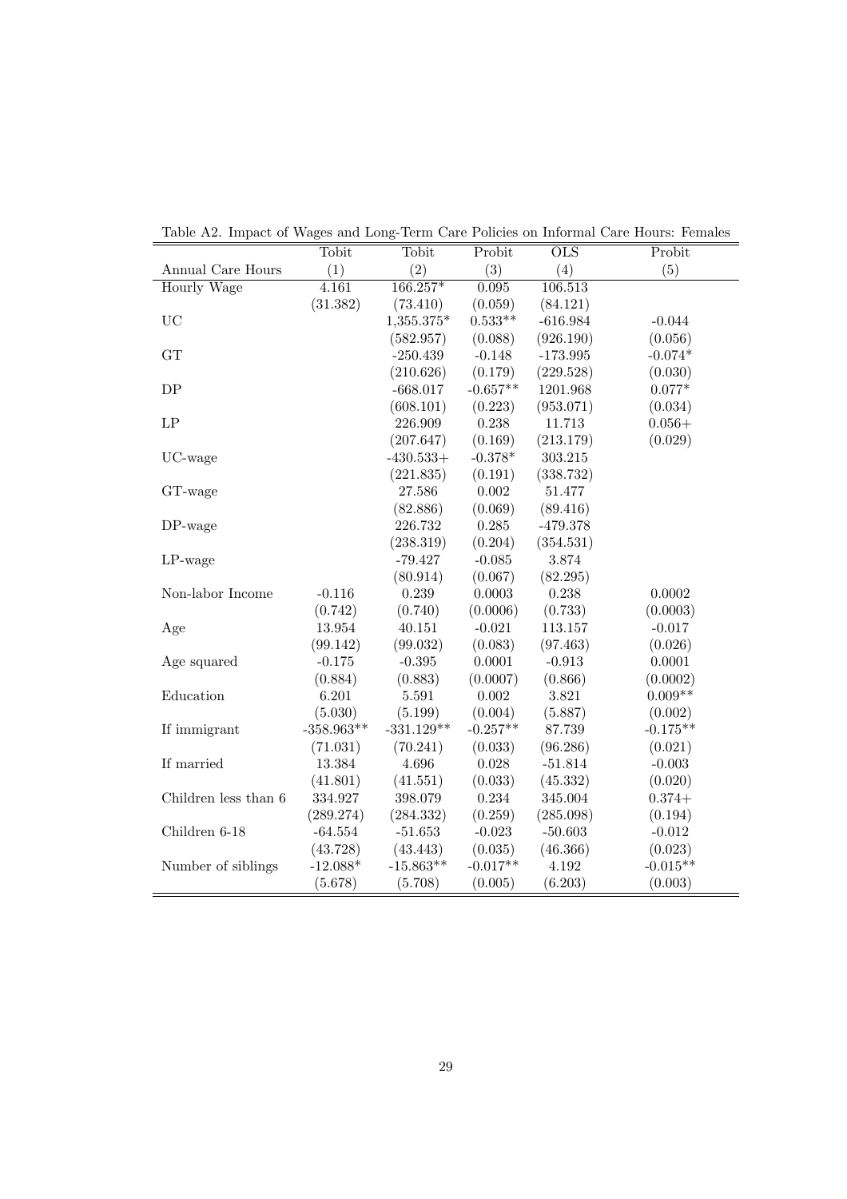Table A2. Impact of Wages and Long-Term Care Policies on Informal Care Hours: Females

| | Tobit | Tobit | Probit | OLS | Probit |
|---|---|---|---|---|---|
| Annual Care Hours | (1) | (2) | (3) | (4) | (5) |
| Hourly Wage | 4.161 | 166.257* | 0.095 | 106.513 | |
| | (31.382) | (73.410) | (0.059) | (84.121) | |
| UC | | 1,355.375* | 0.533** | -616.984 | -0.044 |
| | | (582.957) | (0.088) | (926.190) | (0.056) |
| GT | | -250.439 | -0.148 | -173.995 | -0.074* |
| | | (210.626) | (0.179) | (229.528) | (0.030) |
| DP | | -668.017 | -0.657** | 1201.968 | 0.077* |
| | | (608.101) | (0.223) | (953.071) | (0.034) |
| LP | | 226.909 | 0.238 | 11.713 | 0.056+ |
| | | (207.647) | (0.169) | (213.179) | (0.029) |
| UC-wage | | -430.533+ | -0.378* | 303.215 | |
| | | (221.835) | (0.191) | (338.732) | |
| GT-wage | | 27.586 | 0.002 | 51.477 | |
| | | (82.886) | (0.069) | (89.416) | |
| DP-wage | | 226.732 | 0.285 | -479.378 | |
| | | (238.319) | (0.204) | (354.531) | |
| LP-wage | | -79.427 | -0.085 | 3.874 | |
| | | (80.914) | (0.067) | (82.295) | |
| Non-labor Income | -0.116 | 0.239 | 0.0003 | 0.238 | 0.0002 |
| | (0.742) | (0.740) | (0.0006) | (0.733) | (0.0003) |
| Age | 13.954 | 40.151 | -0.021 | 113.157 | -0.017 |
| | (99.142) | (99.032) | (0.083) | (97.463) | (0.026) |
| Age squared | -0.175 | -0.395 | 0.0001 | -0.913 | 0.0001 |
| | (0.884) | (0.883) | (0.0007) | (0.866) | (0.0002) |
| Education | 6.201 | 5.591 | 0.002 | 3.821 | 0.009** |
| | (5.030) | (5.199) | (0.004) | (5.887) | (0.002) |
| If immigrant | -358.963** | -331.129** | -0.257** | 87.739 | -0.175** |
| | (71.031) | (70.241) | (0.033) | (96.286) | (0.021) |
| If married | 13.384 | 4.696 | 0.028 | -51.814 | -0.003 |
| | (41.801) | (41.551) | (0.033) | (45.332) | (0.020) |
| Children less than 6 | 334.927 | 398.079 | 0.234 | 345.004 | 0.374+ |
| | (289.274) | (284.332) | (0.259) | (285.098) | (0.194) |
| Children 6-18 | -64.554 | -51.653 | -0.023 | -50.603 | -0.012 |
| | (43.728) | (43.443) | (0.035) | (46.366) | (0.023) |
| Number of siblings | -12.088* | -15.863** | -0.017** | 4.192 | -0.015** |
| | (5.678) | (5.708) | (0.005) | (6.203) | (0.003) |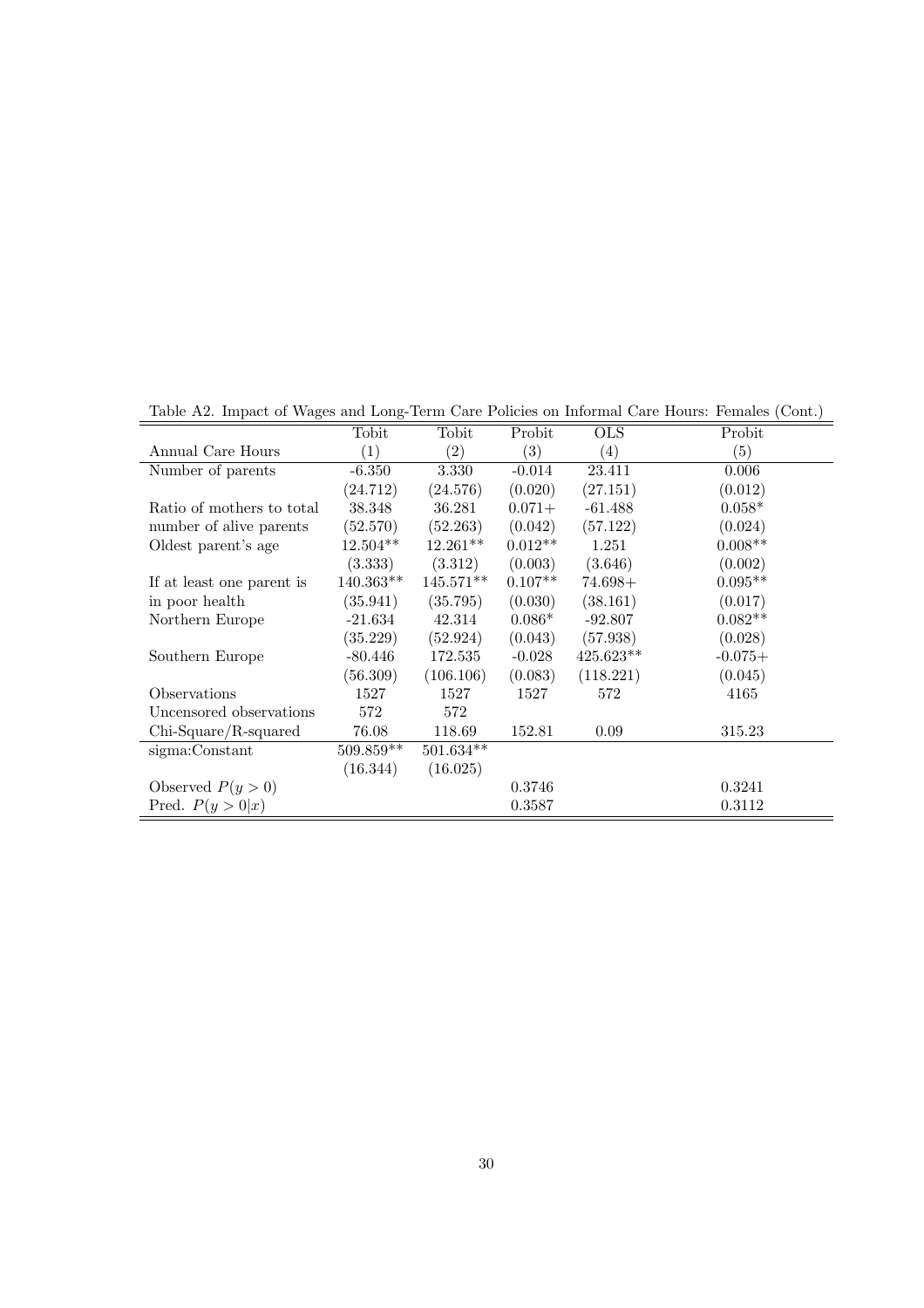Table A2. Impact of Wages and Long-Term Care Policies on Informal Care Hours: Females (Cont.)

| | Tobit | Tobit | Probit | OLS | Probit |
|---|---|---|---|---|---|
| Annual Care Hours | (1) | (2) | (3) | (4) | (5) |
| Number of parents | -6.350 | 3.330 | -0.014 | 23.411 | 0.006 |
| | (24.712) | (24.576) | (0.020) | (27.151) | (0.012) |
| Ratio of mothers to total | 38.348 | 36.281 | 0.071+ | -61.488 | 0.058* |
| number of alive parents | (52.570) | (52.263) | (0.042) | (57.122) | (0.024) |
| Oldest parent's age | 12.504** | 12.261** | 0.012** | 1.251 | 0.008** |
| | (3.333) | (3.312) | (0.003) | (3.646) | (0.002) |
| If at least one parent is | 140.363** | 145.571** | 0.107** | 74.698+ | 0.095** |
| in poor health | (35.941) | (35.795) | (0.030) | (38.161) | (0.017) |
| Northern Europe | -21.634 | 42.314 | 0.086* | -92.807 | 0.082** |
| | (35.229) | (52.924) | (0.043) | (57.938) | (0.028) |
| Southern Europe | -80.446 | 172.535 | -0.028 | 425.623** | -0.075+ |
| | (56.309) | (106.106) | (0.083) | (118.221) | (0.045) |
| Observations | 1527 | 1527 | 1527 | 572 | 4165 |
| Uncensored observations | 572 | 572 | | | |
| Chi-Square/R-squared | 76.08 | 118.69 | 152.81 | 0.09 | 315.23 |
| sigma:Constant | 509.859** | 501.634** | | | |
| | (16.344) | (16.025) | | | |
| Observed $P(y > 0)$ | | | 0.3746 | | 0.3241 |
| Pred. $P(y > 0 \mid x)$ | | | 0.3587 | | 0.3112 |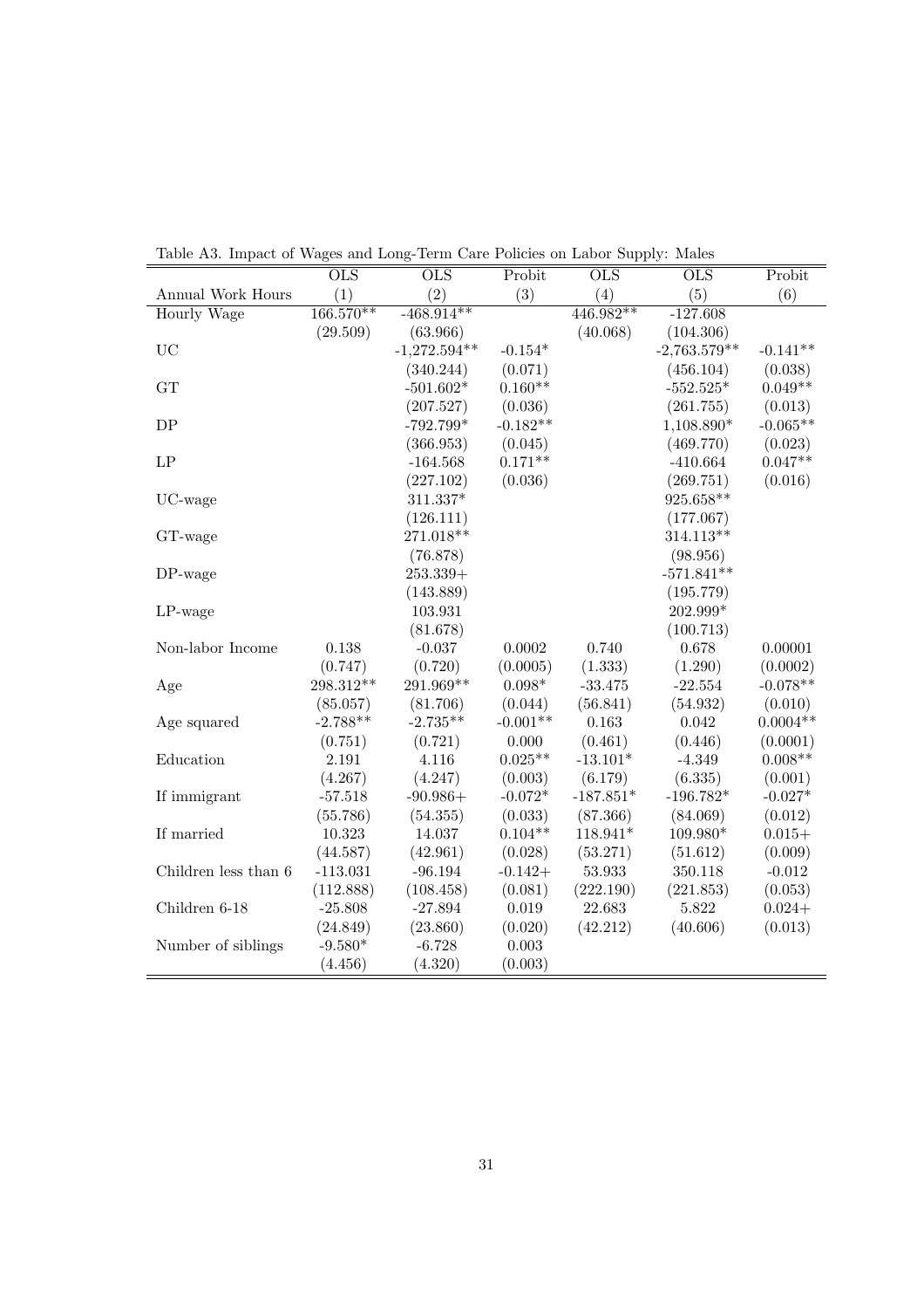Table A3. Impact of Wages and Long-Term Care Policies on Labor Supply: Males

| | OLS | OLS | Probit | OLS | OLS | Probit |
|---|---|---|---|---|---|---|
| Annual Work Hours | (1) | (2) | (3) | (4) | (5) | (6) |
| Hourly Wage | 166.570** | -468.914** | | 446.982** | -127.608 | |
| | (29.509) | (63.966) | | (40.068) | (104.306) | |
| UC | | -1,272.594** | -0.154* | | -2,763.579** | -0.141** |
| | | (340.244) | (0.071) | | (456.104) | (0.038) |
| GT | | -501.602* | 0.160** | | -552.525* | 0.049** |
| | | (207.527) | (0.036) | | (261.755) | (0.013) |
| DP | | -792.799* | -0.182** | | 1,108.890* | -0.065** |
| | | (366.953) | (0.045) | | (469.770) | (0.023) |
| LP | | -164.568 | 0.171** | | -410.664 | 0.047** |
| | | (227.102) | (0.036) | | (269.751) | (0.016) |
| UC-wage | | 311.337* | | | 925.658** | |
| | | (126.111) | | | (177.067) | |
| GT-wage | | 271.018** | | | 314.113** | |
| | | (76.878) | | | (98.956) | |
| DP-wage | | 253.339+ | | | -571.841** | |
| | | (143.889) | | | (195.779) | |
| LP-wage | | 103.931 | | | 202.999* | |
| | | (81.678) | | | (100.713) | |
| Non-labor Income | 0.138 | -0.037 | 0.0002 | 0.740 | 0.678 | 0.00001 |
| | (0.747) | (0.720) | (0.0005) | (1.333) | (1.290) | (0.0002) |
| Age | 298.312** | 291.969** | 0.098* | -33.475 | -22.554 | -0.078** |
| | (85.057) | (81.706) | (0.044) | (56.841) | (54.932) | (0.010) |
| Age squared | -2.788** | -2.735** | -0.001** | 0.163 | 0.042 | 0.0004** |
| | (0.751) | (0.721) | 0.000 | (0.461) | (0.446) | (0.0001) |
| Education | 2.191 | 4.116 | 0.025** | -13.101* | -4.349 | 0.008** |
| | (4.267) | (4.247) | (0.003) | (6.179) | (6.335) | (0.001) |
| If immigrant | -57.518 | -90.986+ | -0.072* | -187.851* | -196.782* | -0.027* |
| | (55.786) | (54.355) | (0.033) | (87.366) | (84.069) | (0.012) |
| If married | 10.323 | 14.037 | 0.104** | 118.941* | 109.980* | 0.015+ |
| | (44.587) | (42.961) | (0.028) | (53.271) | (51.612) | (0.009) |
| Children less than 6 | -113.031 | -96.194 | -0.142+ | 53.933 | 350.118 | -0.012 |
| | (112.888) | (108.458) | (0.081) | (222.190) | (221.853) | (0.053) |
| Children 6-18 | -25.808 | -27.894 | 0.019 | 22.683 | 5.822 | 0.024+ |
| | (24.849) | (23.860) | (0.020) | (42.212) | (40.606) | (0.013) |
| Number of siblings | -9.580* | -6.728 | 0.003 | | | |
| | (4.456) | (4.320) | (0.003) | | | |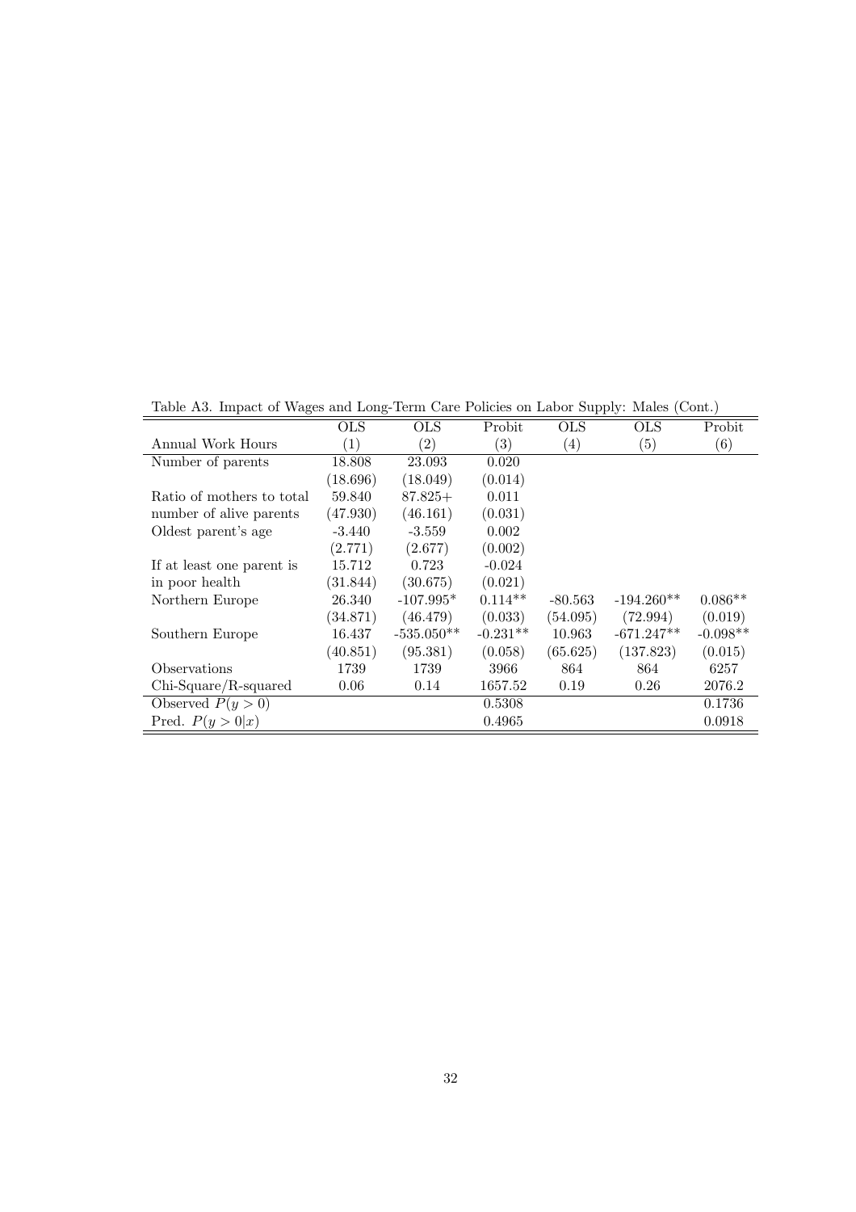Table A3. Impact of Wages and Long-Term Care Policies on Labor Supply: Males (Cont.)

| | OLS | OLS | Probit | OLS | OLS | Probit |
|---|---|---|---|---|---|---|
| Annual Work Hours | (1) | (2) | (3) | (4) | (5) | (6) |
| Number of parents | 18.808 | 23.093 | 0.020 | | | |
| | (18.696) | (18.049) | (0.014) | | | |
| Ratio of mothers to total | 59.840 | 87.825+ | 0.011 | | | |
| number of alive parents | (47.930) | (46.161) | (0.031) | | | |
| Oldest parent's age | -3.440 | -3.559 | 0.002 | | | |
| | (2.771) | (2.677) | (0.002) | | | |
| If at least one parent is | 15.712 | 0.723 | -0.024 | | | |
| in poor health | (31.844) | (30.675) | (0.021) | | | |
| Northern Europe | 26.340 | -107.995* | 0.114** | -80.563 | -194.260** | 0.086** |
| | (34.871) | (46.479) | (0.033) | (54.095) | (72.994) | (0.019) |
| Southern Europe | 16.437 | -535.050** | -0.231** | 10.963 | -671.247** | -0.098** |
| | (40.851) | (95.381) | (0.058) | (65.625) | (137.823) | (0.015) |
| Observations | 1739 | 1739 | 3966 | 864 | 864 | 6257 |
| Chi-Square/R-squared | 0.06 | 0.14 | 1657.52 | 0.19 | 0.26 | 2076.2 |
| Observed $P(y > 0)$ | | | 0.5308 | | | 0.1736 |
| Pred. $P(y > 0 \vert x)$ | | | 0.4965 | | | 0.0918 |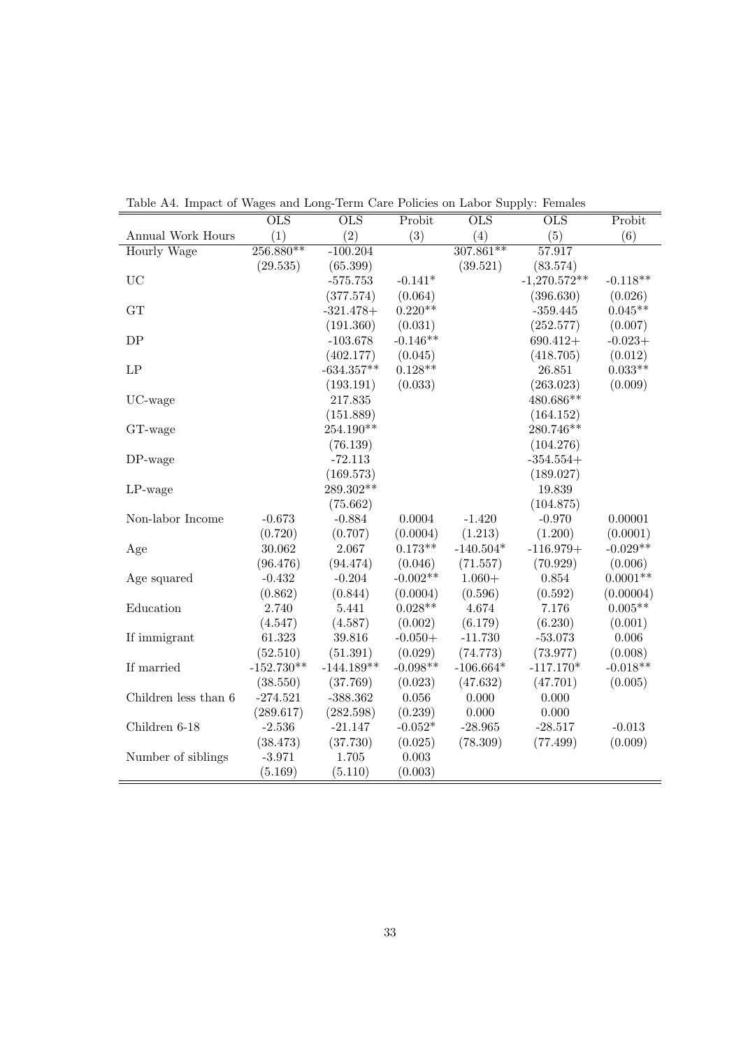Table A4. Impact of Wages and Long-Term Care Policies on Labor Supply: Females

| | OLS | OLS | Probit | OLS | OLS | Probit |
|---|---|---|---|---|---|---|
| Annual Work Hours | (1) | (2) | (3) | (4) | (5) | (6) |
| Hourly Wage | 256.880** | -100.204 | | 307.861** | 57.917 | |
| | (29.535) | (65.399) | | (39.521) | (83.574) | |
| UC | | -575.753 | -0.141* | | -1,270.572** | -0.118** |
| | | (377.574) | (0.064) | | (396.630) | (0.026) |
| GT | | -321.478+ | 0.220** | | -359.445 | 0.045** |
| | | (191.360) | (0.031) | | (252.577) | (0.007) |
| DP | | -103.678 | -0.146** | | 690.412+ | -0.023+ |
| | | (402.177) | (0.045) | | (418.705) | (0.012) |
| LP | | -634.357** | 0.128** | | 26.851 | 0.033** |
| | | (193.191) | (0.033) | | (263.023) | (0.009) |
| UC-wage | | 217.835 | | | 480.686** | |
| | | (151.889) | | | (164.152) | |
| GT-wage | | 254.190** | | | 280.746** | |
| | | (76.139) | | | (104.276) | |
| DP-wage | | -72.113 | | | -354.554+ | |
| | | (169.573) | | | (189.027) | |
| LP-wage | | 289.302** | | | 19.839 | |
| | | (75.662) | | | (104.875) | |
| Non-labor Income | -0.673 | -0.884 | 0.0004 | -1.420 | -0.970 | 0.00001 |
| | (0.720) | (0.707) | (0.0004) | (1.213) | (1.200) | (0.0001) |
| Age | 30.062 | 2.067 | 0.173** | -140.504* | -116.979+ | -0.029** |
| | (96.476) | (94.474) | (0.046) | (71.557) | (70.929) | (0.006) |
| Age squared | -0.432 | -0.204 | -0.002** | 1.060+ | 0.854 | 0.0001** |
| | (0.862) | (0.844) | (0.0004) | (0.596) | (0.592) | (0.00004) |
| Education | 2.740 | 5.441 | 0.028** | 4.674 | 7.176 | 0.005** |
| | (4.547) | (4.587) | (0.002) | (6.179) | (6.230) | (0.001) |
| If immigrant | 61.323 | 39.816 | -0.050+ | -11.730 | -53.073 | 0.006 |
| | (52.510) | (51.391) | (0.029) | (74.773) | (73.977) | (0.008) |
| If married | -152.730** | -144.189** | -0.098** | -106.664* | -117.170* | -0.018** |
| | (38.550) | (37.769) | (0.023) | (47.632) | (47.701) | (0.005) |
| Children less than 6 | -274.521 | -388.362 | 0.056 | 0.000 | 0.000 | |
| | (289.617) | (282.598) | (0.239) | 0.000 | 0.000 | |
| Children 6-18 | -2.536 | -21.147 | -0.052* | -28.965 | -28.517 | -0.013 |
| | (38.473) | (37.730) | (0.025) | (78.309) | (77.499) | (0.009) |
| Number of siblings | -3.971 | 1.705 | 0.003 | | | |
| | (5.169) | (5.110) | (0.003) | | | |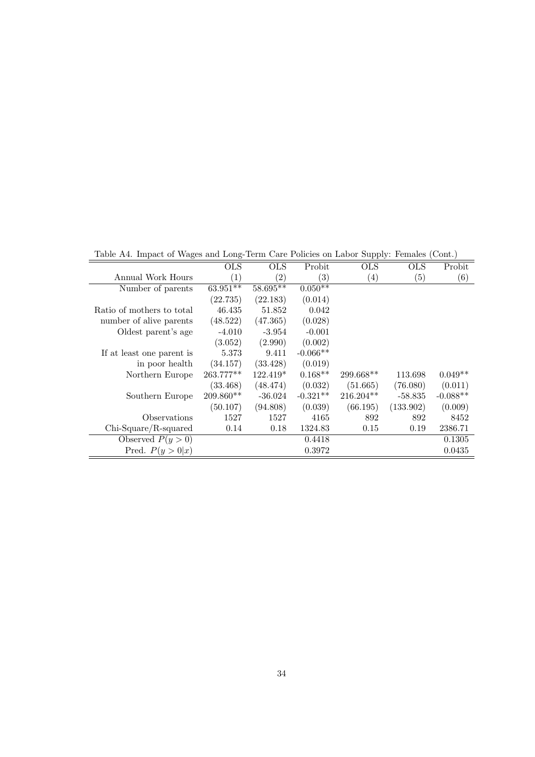Table A4. Impact of Wages and Long-Term Care Policies on Labor Supply: Females (Cont.)

| | OLS | OLS | Probit | OLS | OLS | Probit |
|---|---|---|---|---|---|---|
| Annual Work Hours | (1) | (2) | (3) | (4) | (5) | (6) |
| Number of parents | 63.951** | 58.695** | 0.050** | | | |
| | (22.735) | (22.183) | (0.014) | | | |
| Ratio of mothers to total | 46.435 | 51.852 | 0.042 | | | |
| number of alive parents | (48.522) | (47.365) | (0.028) | | | |
| Oldest parent's age | -4.010 | -3.954 | -0.001 | | | |
| | (3.052) | (2.990) | (0.002) | | | |
| If at least one parent is | 5.373 | 9.411 | -0.066** | | | |
| in poor health | (34.157) | (33.428) | (0.019) | | | |
| Northern Europe | 263.777** | 122.419* | 0.168** | 299.668** | 113.698 | 0.049** |
| | (33.468) | (48.474) | (0.032) | (51.665) | (76.080) | (0.011) |
| Southern Europe | 209.860** | -36.024 | -0.321** | 216.204** | -58.835 | -0.088** |
| | (50.107) | (94.808) | (0.039) | (66.195) | (133.902) | (0.009) |
| Observations | 1527 | 1527 | 4165 | 892 | 892 | 8452 |
| Chi-Square/R-squared | 0.14 | 0.18 | 1324.83 | 0.15 | 0.19 | 2386.71 |
| Observed $P(y > 0)$ | | | 0.4418 | | | 0.1305 |
| Pred. $P(y > 0 \mid x)$ | | | 0.3972 | | | 0.0435 |